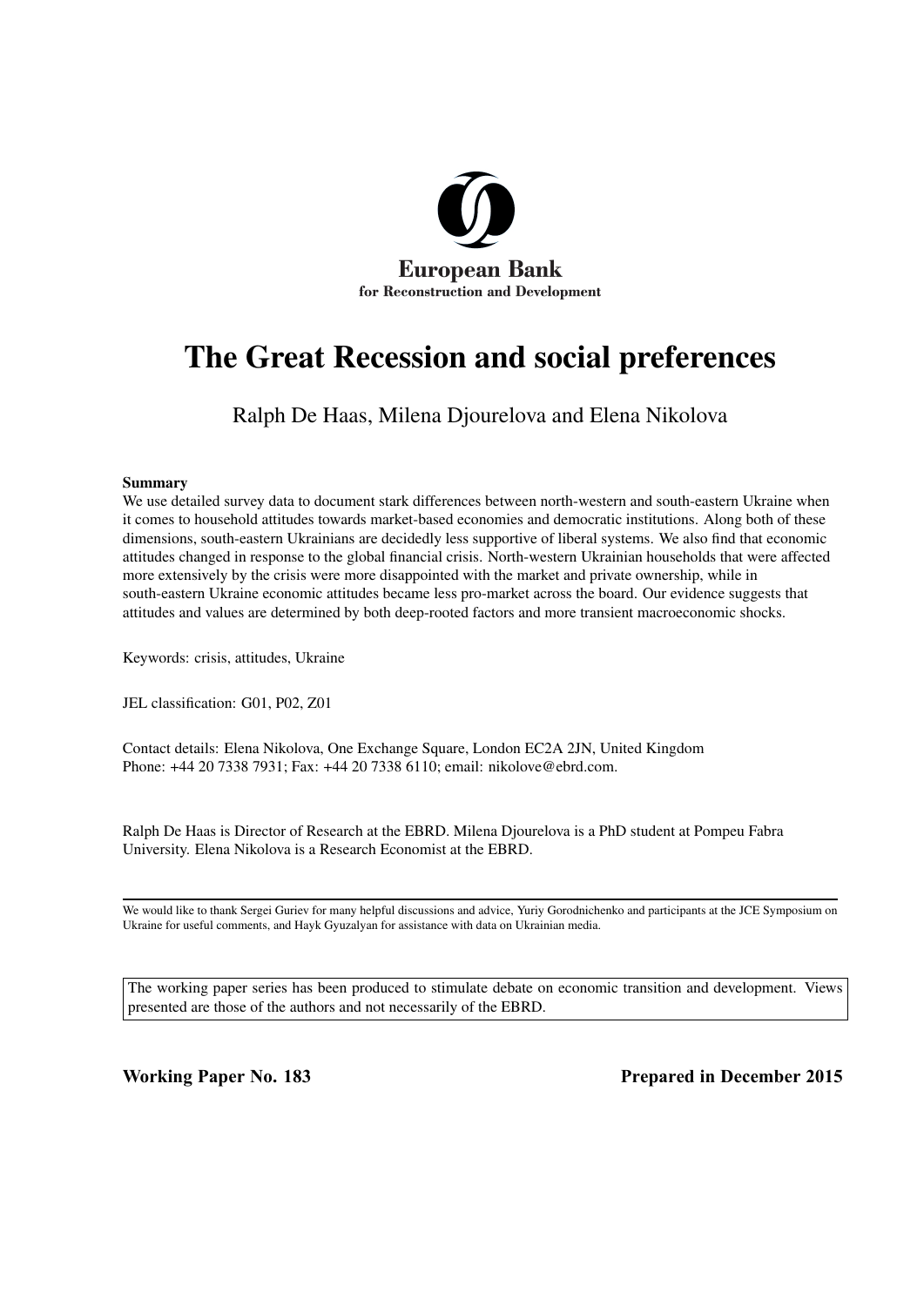European Bank
for Reconstruction and Development

# The Great Recession and social preferences

Ralph De Haas, Milena Djourelova and Elena Nikolova

**Summary**

We use detailed survey data to document stark differences between north-western and south-eastern Ukraine when it comes to household attitudes towards market-based economies and democratic institutions. Along both of these dimensions, south-eastern Ukrainians are decidedly less supportive of liberal systems. We also find that economic attitudes changed in response to the global financial crisis. North-western Ukrainian households that were affected more extensively by the crisis were more disappointed with the market and private ownership, while in south-eastern Ukraine economic attitudes became less pro-market across the board. Our evidence suggests that attitudes and values are determined by both deep-rooted factors and more transient macroeconomic shocks.

Keywords: crisis, attitudes, Ukraine

JEL classification: G01, P02, Z01

Contact details: Elena Nikolova, One Exchange Square, London EC2A 2JN, United Kingdom
Phone: +44 20 7338 7931; Fax: +44 20 7338 6110; email: nikolove@ebrd.com.

Ralph De Haas is Director of Research at the EBRD. Milena Djourelova is a PhD student at Pompeu Fabra University. Elena Nikolova is a Research Economist at the EBRD.

---

We would like to thank Sergei Guriev for many helpful discussions and advice, Yuriy Gorodnichenko and participants at the JCE Symposium on Ukraine for useful comments, and Hayk Gyuzalyan for assistance with data on Ukrainian media.

The working paper series has been produced to stimulate debate on economic transition and development. Views presented are those of the authors and not necessarily of the EBRD.

**Working Paper No. 183** **Prepared in December 2015**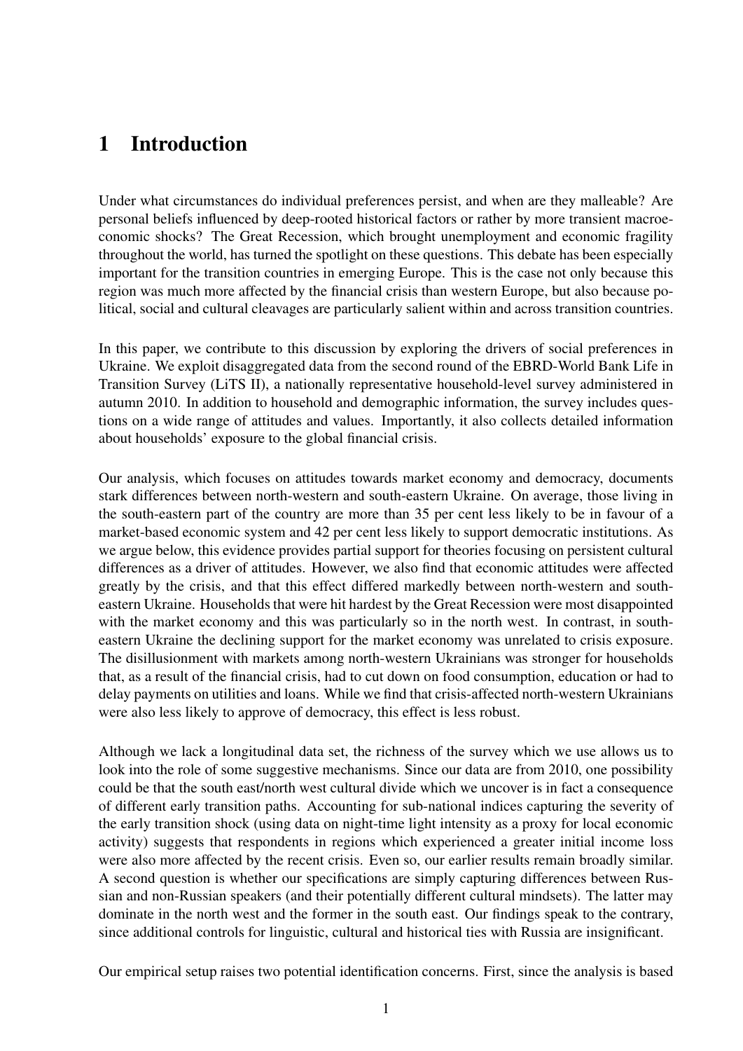# 1 Introduction

Under what circumstances do individual preferences persist, and when are they malleable? Are personal beliefs influenced by deep-rooted historical factors or rather by more transient macroeconomic shocks? The Great Recession, which brought unemployment and economic fragility throughout the world, has turned the spotlight on these questions. This debate has been especially important for the transition countries in emerging Europe. This is the case not only because this region was much more affected by the financial crisis than western Europe, but also because political, social and cultural cleavages are particularly salient within and across transition countries.

In this paper, we contribute to this discussion by exploring the drivers of social preferences in Ukraine. We exploit disaggregated data from the second round of the EBRD-World Bank Life in Transition Survey (LiTS II), a nationally representative household-level survey administered in autumn 2010. In addition to household and demographic information, the survey includes questions on a wide range of attitudes and values. Importantly, it also collects detailed information about households' exposure to the global financial crisis.

Our analysis, which focuses on attitudes towards market economy and democracy, documents stark differences between north-western and south-eastern Ukraine. On average, those living in the south-eastern part of the country are more than 35 per cent less likely to be in favour of a market-based economic system and 42 per cent less likely to support democratic institutions. As we argue below, this evidence provides partial support for theories focusing on persistent cultural differences as a driver of attitudes. However, we also find that economic attitudes were affected greatly by the crisis, and that this effect differed markedly between north-western and south-eastern Ukraine. Households that were hit hardest by the Great Recession were most disappointed with the market economy and this was particularly so in the north west. In contrast, in south-eastern Ukraine the declining support for the market economy was unrelated to crisis exposure. The disillusionment with markets among north-western Ukrainians was stronger for households that, as a result of the financial crisis, had to cut down on food consumption, education or had to delay payments on utilities and loans. While we find that crisis-affected north-western Ukrainians were also less likely to approve of democracy, this effect is less robust.

Although we lack a longitudinal data set, the richness of the survey which we use allows us to look into the role of some suggestive mechanisms. Since our data are from 2010, one possibility could be that the south east/north west cultural divide which we uncover is in fact a consequence of different early transition paths. Accounting for sub-national indices capturing the severity of the early transition shock (using data on night-time light intensity as a proxy for local economic activity) suggests that respondents in regions which experienced a greater initial income loss were also more affected by the recent crisis. Even so, our earlier results remain broadly similar. A second question is whether our specifications are simply capturing differences between Russian and non-Russian speakers (and their potentially different cultural mindsets). The latter may dominate in the north west and the former in the south east. Our findings speak to the contrary, since additional controls for linguistic, cultural and historical ties with Russia are insignificant.

Our empirical setup raises two potential identification concerns. First, since the analysis is based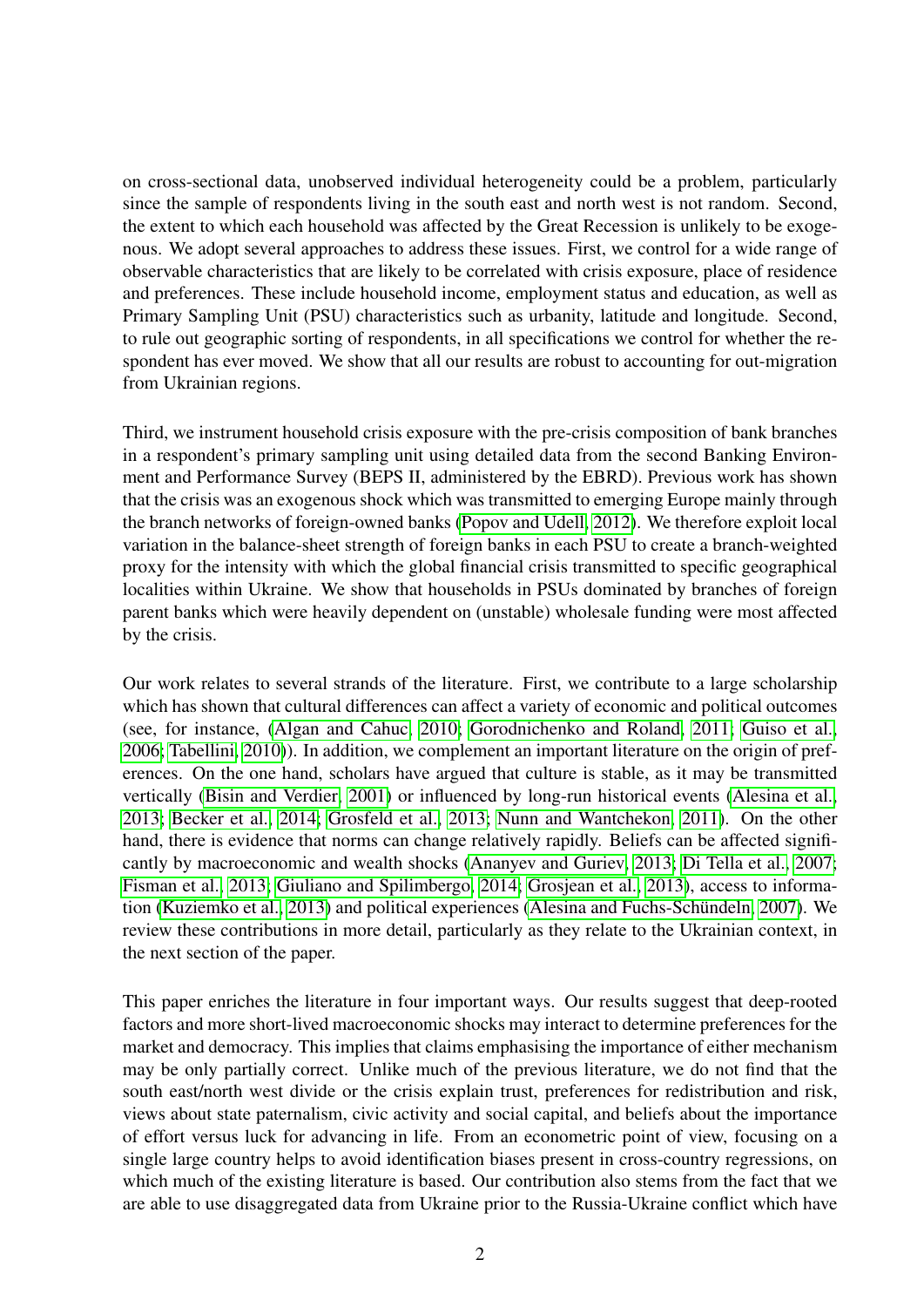on cross-sectional data, unobserved individual heterogeneity could be a problem, particularly since the sample of respondents living in the south east and north west is not random. Second, the extent to which each household was affected by the Great Recession is unlikely to be exogenous. We adopt several approaches to address these issues. First, we control for a wide range of observable characteristics that are likely to be correlated with crisis exposure, place of residence and preferences. These include household income, employment status and education, as well as Primary Sampling Unit (PSU) characteristics such as urbanity, latitude and longitude. Second, to rule out geographic sorting of respondents, in all specifications we control for whether the respondent has ever moved. We show that all our results are robust to accounting for out-migration from Ukrainian regions.

Third, we instrument household crisis exposure with the pre-crisis composition of bank branches in a respondent's primary sampling unit using detailed data from the second Banking Environment and Performance Survey (BEPS II, administered by the EBRD). Previous work has shown that the crisis was an exogenous shock which was transmitted to emerging Europe mainly through the branch networks of foreign-owned banks (Popov and Udell, 2012). We therefore exploit local variation in the balance-sheet strength of foreign banks in each PSU to create a branch-weighted proxy for the intensity with which the global financial crisis transmitted to specific geographical localities within Ukraine. We show that households in PSUs dominated by branches of foreign parent banks which were heavily dependent on (unstable) wholesale funding were most affected by the crisis.

Our work relates to several strands of the literature. First, we contribute to a large scholarship which has shown that cultural differences can affect a variety of economic and political outcomes (see, for instance, (Algan and Cahuc, 2010; Gorodnichenko and Roland, 2011; Guiso et al., 2006; Tabellini, 2010)). In addition, we complement an important literature on the origin of preferences. On the one hand, scholars have argued that culture is stable, as it may be transmitted vertically (Bisin and Verdier, 2001) or influenced by long-run historical events (Alesina et al., 2013; Becker et al., 2014; Grosfeld et al., 2013; Nunn and Wantchekon, 2011). On the other hand, there is evidence that norms can change relatively rapidly. Beliefs can be affected significantly by macroeconomic and wealth shocks (Ananyev and Guriev, 2013; Di Tella et al., 2007; Fisman et al., 2013; Giuliano and Spilimbergo, 2014; Grosjean et al., 2013), access to information (Kuziemko et al., 2013) and political experiences (Alesina and Fuchs-Schündeln, 2007). We review these contributions in more detail, particularly as they relate to the Ukrainian context, in the next section of the paper.

This paper enriches the literature in four important ways. Our results suggest that deep-rooted factors and more short-lived macroeconomic shocks may interact to determine preferences for the market and democracy. This implies that claims emphasising the importance of either mechanism may be only partially correct. Unlike much of the previous literature, we do not find that the south east/north west divide or the crisis explain trust, preferences for redistribution and risk, views about state paternalism, civic activity and social capital, and beliefs about the importance of effort versus luck for advancing in life. From an econometric point of view, focusing on a single large country helps to avoid identification biases present in cross-country regressions, on which much of the existing literature is based. Our contribution also stems from the fact that we are able to use disaggregated data from Ukraine prior to the Russia-Ukraine conflict which have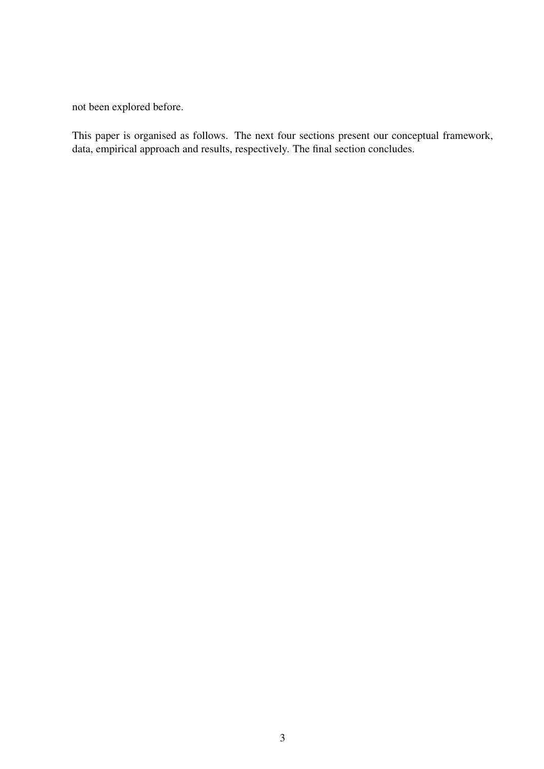not been explored before.

This paper is organised as follows. The next four sections present our conceptual framework, data, empirical approach and results, respectively. The final section concludes.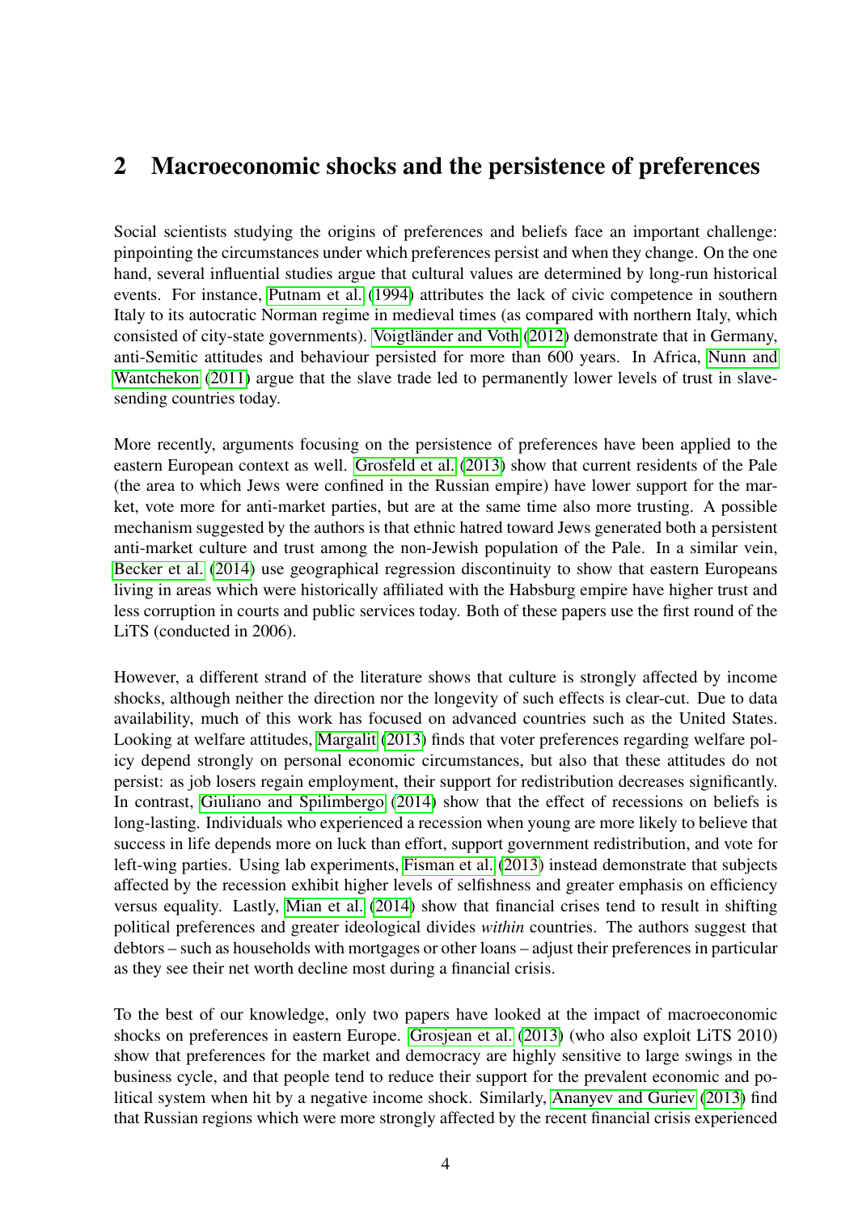## 2 Macroeconomic shocks and the persistence of preferences

Social scientists studying the origins of preferences and beliefs face an important challenge: pinpointing the circumstances under which preferences persist and when they change. On the one hand, several influential studies argue that cultural values are determined by long-run historical events. For instance, Putnam et al. (1994) attributes the lack of civic competence in southern Italy to its autocratic Norman regime in medieval times (as compared with northern Italy, which consisted of city-state governments). Voigtländer and Voth (2012) demonstrate that in Germany, anti-Semitic attitudes and behaviour persisted for more than 600 years. In Africa, Nunn and Wantchekon (2011) argue that the slave trade led to permanently lower levels of trust in slave-sending countries today.

More recently, arguments focusing on the persistence of preferences have been applied to the eastern European context as well. Grosfeld et al. (2013) show that current residents of the Pale (the area to which Jews were confined in the Russian empire) have lower support for the market, vote more for anti-market parties, but are at the same time also more trusting. A possible mechanism suggested by the authors is that ethnic hatred toward Jews generated both a persistent anti-market culture and trust among the non-Jewish population of the Pale. In a similar vein, Becker et al. (2014) use geographical regression discontinuity to show that eastern Europeans living in areas which were historically affiliated with the Habsburg empire have higher trust and less corruption in courts and public services today. Both of these papers use the first round of the LiTS (conducted in 2006).

However, a different strand of the literature shows that culture is strongly affected by income shocks, although neither the direction nor the longevity of such effects is clear-cut. Due to data availability, much of this work has focused on advanced countries such as the United States. Looking at welfare attitudes, Margalit (2013) finds that voter preferences regarding welfare policy depend strongly on personal economic circumstances, but also that these attitudes do not persist: as job losers regain employment, their support for redistribution decreases significantly. In contrast, Giuliano and Spilimbergo (2014) show that the effect of recessions on beliefs is long-lasting. Individuals who experienced a recession when young are more likely to believe that success in life depends more on luck than effort, support government redistribution, and vote for left-wing parties. Using lab experiments, Fisman et al. (2013) instead demonstrate that subjects affected by the recession exhibit higher levels of selfishness and greater emphasis on efficiency versus equality. Lastly, Mian et al. (2014) show that financial crises tend to result in shifting political preferences and greater ideological divides *within* countries. The authors suggest that debtors – such as households with mortgages or other loans – adjust their preferences in particular as they see their net worth decline most during a financial crisis.

To the best of our knowledge, only two papers have looked at the impact of macroeconomic shocks on preferences in eastern Europe. Grosjean et al. (2013) (who also exploit LiTS 2010) show that preferences for the market and democracy are highly sensitive to large swings in the business cycle, and that people tend to reduce their support for the prevalent economic and political system when hit by a negative income shock. Similarly, Ananyev and Guriev (2013) find that Russian regions which were more strongly affected by the recent financial crisis experienced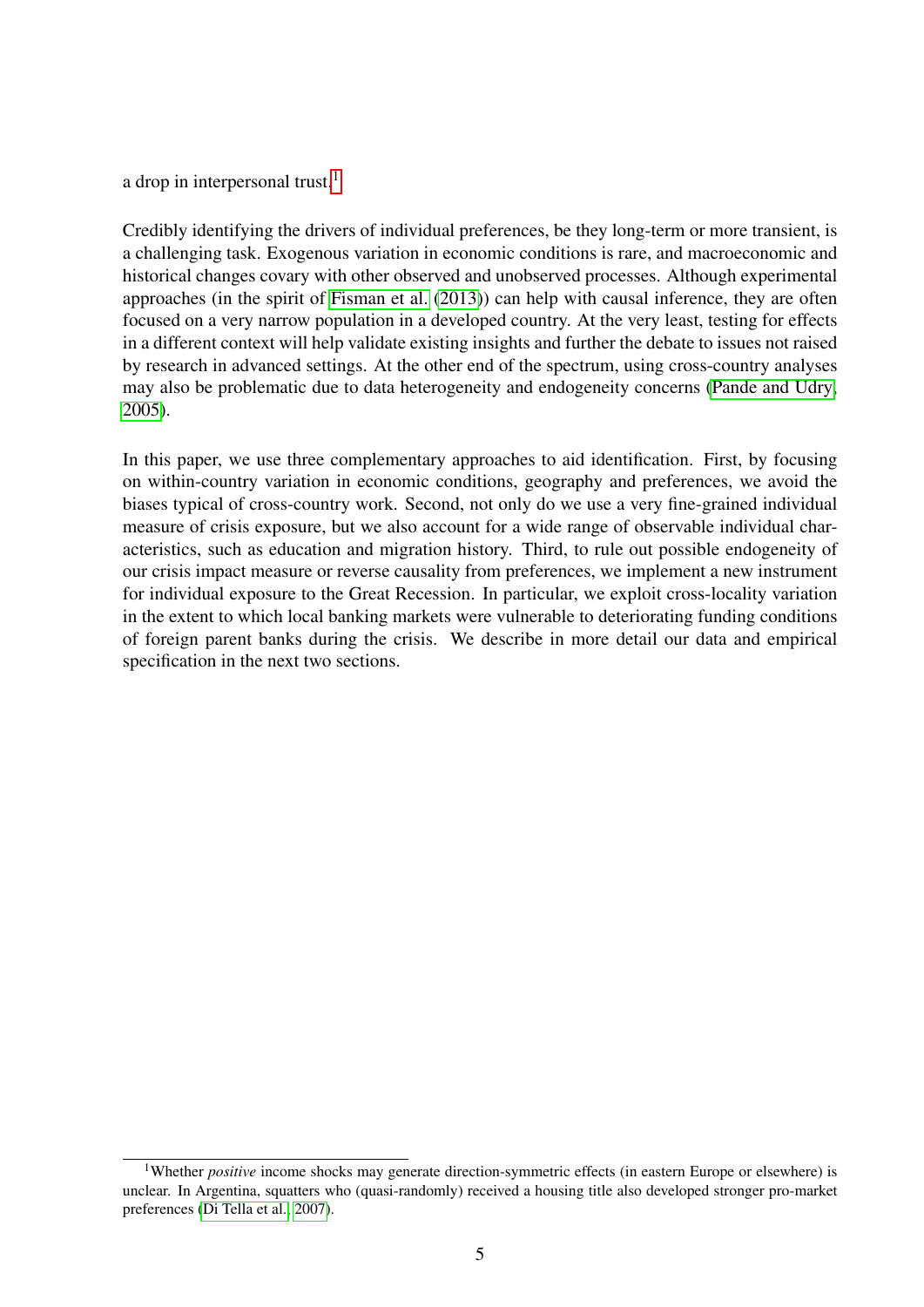a drop in interpersonal trust.[1]

Credibly identifying the drivers of individual preferences, be they long-term or more transient, is a challenging task. Exogenous variation in economic conditions is rare, and macroeconomic and historical changes covary with other observed and unobserved processes. Although experimental approaches (in the spirit of Fisman et al. (2013)) can help with causal inference, they are often focused on a very narrow population in a developed country. At the very least, testing for effects in a different context will help validate existing insights and further the debate to issues not raised by research in advanced settings. At the other end of the spectrum, using cross-country analyses may also be problematic due to data heterogeneity and endogeneity concerns (Pande and Udry, 2005).

In this paper, we use three complementary approaches to aid identification. First, by focusing on within-country variation in economic conditions, geography and preferences, we avoid the biases typical of cross-country work. Second, not only do we use a very fine-grained individual measure of crisis exposure, but we also account for a wide range of observable individual characteristics, such as education and migration history. Third, to rule out possible endogeneity of our crisis impact measure or reverse causality from preferences, we implement a new instrument for individual exposure to the Great Recession. In particular, we exploit cross-locality variation in the extent to which local banking markets were vulnerable to deteriorating funding conditions of foreign parent banks during the crisis. We describe in more detail our data and empirical specification in the next two sections.

[1] Whether *positive* income shocks may generate direction-symmetric effects (in eastern Europe or elsewhere) is unclear. In Argentina, squatters who (quasi-randomly) received a housing title also developed stronger pro-market preferences (Di Tella et al., 2007).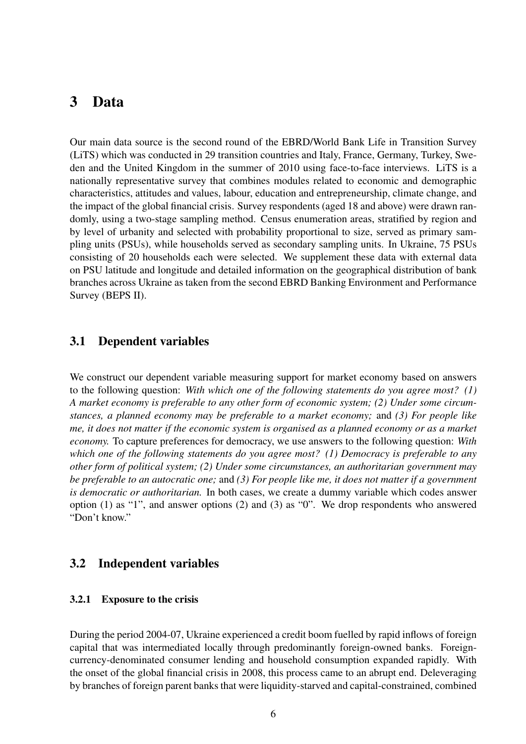# 3 Data

Our main data source is the second round of the EBRD/World Bank Life in Transition Survey (LiTS) which was conducted in 29 transition countries and Italy, France, Germany, Turkey, Sweden and the United Kingdom in the summer of 2010 using face-to-face interviews. LiTS is a nationally representative survey that combines modules related to economic and demographic characteristics, attitudes and values, labour, education and entrepreneurship, climate change, and the impact of the global financial crisis. Survey respondents (aged 18 and above) were drawn randomly, using a two-stage sampling method. Census enumeration areas, stratified by region and by level of urbanity and selected with probability proportional to size, served as primary sampling units (PSUs), while households served as secondary sampling units. In Ukraine, 75 PSUs consisting of 20 households each were selected. We supplement these data with external data on PSU latitude and longitude and detailed information on the geographical distribution of bank branches across Ukraine as taken from the second EBRD Banking Environment and Performance Survey (BEPS II).

## 3.1 Dependent variables

We construct our dependent variable measuring support for market economy based on answers to the following question: *With which one of the following statements do you agree most? (1) A market economy is preferable to any other form of economic system; (2) Under some circumstances, a planned economy may be preferable to a market economy;* and *(3) For people like me, it does not matter if the economic system is organised as a planned economy or as a market economy.* To capture preferences for democracy, we use answers to the following question: *With which one of the following statements do you agree most? (1) Democracy is preferable to any other form of political system; (2) Under some circumstances, an authoritarian government may be preferable to an autocratic one;* and *(3) For people like me, it does not matter if a government is democratic or authoritarian.* In both cases, we create a dummy variable which codes answer option (1) as "1", and answer options (2) and (3) as "0". We drop respondents who answered "Don't know."

## 3.2 Independent variables

### 3.2.1 Exposure to the crisis

During the period 2004-07, Ukraine experienced a credit boom fuelled by rapid inflows of foreign capital that was intermediated locally through predominantly foreign-owned banks. Foreign-currency-denominated consumer lending and household consumption expanded rapidly. With the onset of the global financial crisis in 2008, this process came to an abrupt end. Deleveraging by branches of foreign parent banks that were liquidity-starved and capital-constrained, combined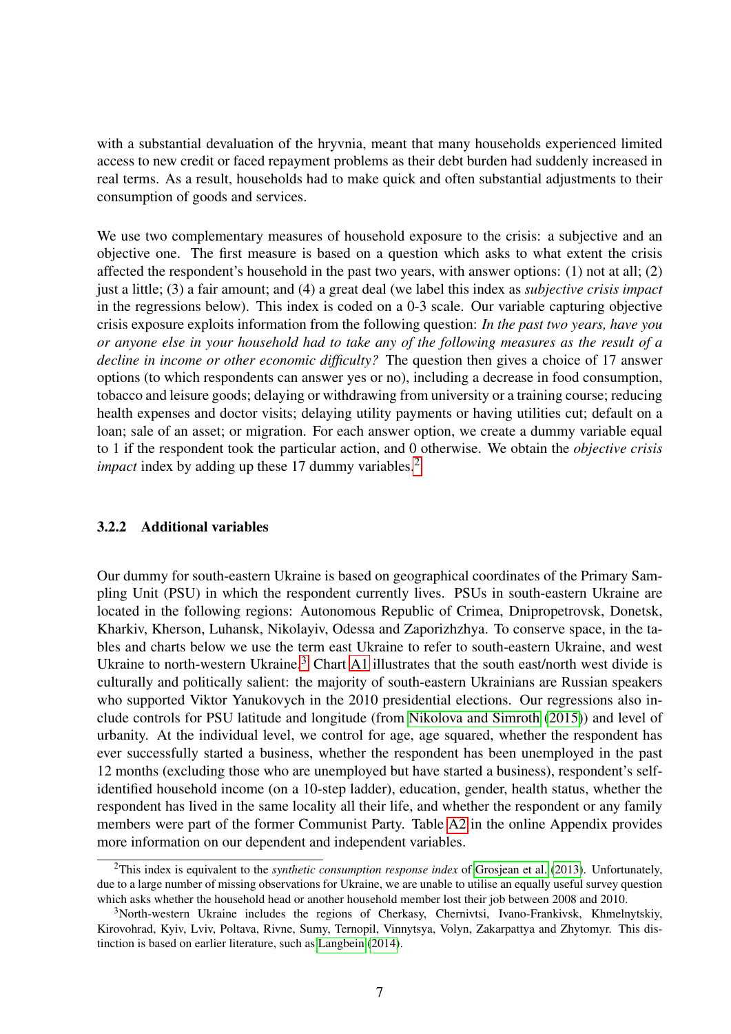with a substantial devaluation of the hryvnia, meant that many households experienced limited access to new credit or faced repayment problems as their debt burden had suddenly increased in real terms. As a result, households had to make quick and often substantial adjustments to their consumption of goods and services.

We use two complementary measures of household exposure to the crisis: a subjective and an objective one. The first measure is based on a question which asks to what extent the crisis affected the respondent's household in the past two years, with answer options: (1) not at all; (2) just a little; (3) a fair amount; and (4) a great deal (we label this index as *subjective crisis impact* in the regressions below). This index is coded on a 0-3 scale. Our variable capturing objective crisis exposure exploits information from the following question: *In the past two years, have you or anyone else in your household had to take any of the following measures as the result of a decline in income or other economic difficulty?* The question then gives a choice of 17 answer options (to which respondents can answer yes or no), including a decrease in food consumption, tobacco and leisure goods; delaying or withdrawing from university or a training course; reducing health expenses and doctor visits; delaying utility payments or having utilities cut; default on a loan; sale of an asset; or migration. For each answer option, we create a dummy variable equal to 1 if the respondent took the particular action, and 0 otherwise. We obtain the *objective crisis impact* index by adding up these 17 dummy variables.[2]

### 3.2.2 Additional variables

Our dummy for south-eastern Ukraine is based on geographical coordinates of the Primary Sampling Unit (PSU) in which the respondent currently lives. PSUs in south-eastern Ukraine are located in the following regions: Autonomous Republic of Crimea, Dnipropetrovsk, Donetsk, Kharkiv, Kherson, Luhansk, Nikolayiv, Odessa and Zaporizhzhya. To conserve space, in the tables and charts below we use the term east Ukraine to refer to south-eastern Ukraine, and west Ukraine to north-western Ukraine.[3] Chart A1 illustrates that the south east/north west divide is culturally and politically salient: the majority of south-eastern Ukrainians are Russian speakers who supported Viktor Yanukovych in the 2010 presidential elections. Our regressions also include controls for PSU latitude and longitude (from Nikolova and Simroth (2015)) and level of urbanity. At the individual level, we control for age, age squared, whether the respondent has ever successfully started a business, whether the respondent has been unemployed in the past 12 months (excluding those who are unemployed but have started a business), respondent's self-identified household income (on a 10-step ladder), education, gender, health status, whether the respondent has lived in the same locality all their life, and whether the respondent or any family members were part of the former Communist Party. Table A2 in the online Appendix provides more information on our dependent and independent variables.

[2] This index is equivalent to the *synthetic consumption response index* of Grosjean et al. (2013). Unfortunately, due to a large number of missing observations for Ukraine, we are unable to utilise an equally useful survey question which asks whether the household head or another household member lost their job between 2008 and 2010.

[3] North-western Ukraine includes the regions of Cherkasy, Chernivtsi, Ivano-Frankivsk, Khmelnytskiy, Kirovohrad, Kyiv, Lviv, Poltava, Rivne, Sumy, Ternopil, Vinnytsya, Volyn, Zakarpattya and Zhytomyr. This distinction is based on earlier literature, such as Langbein (2014).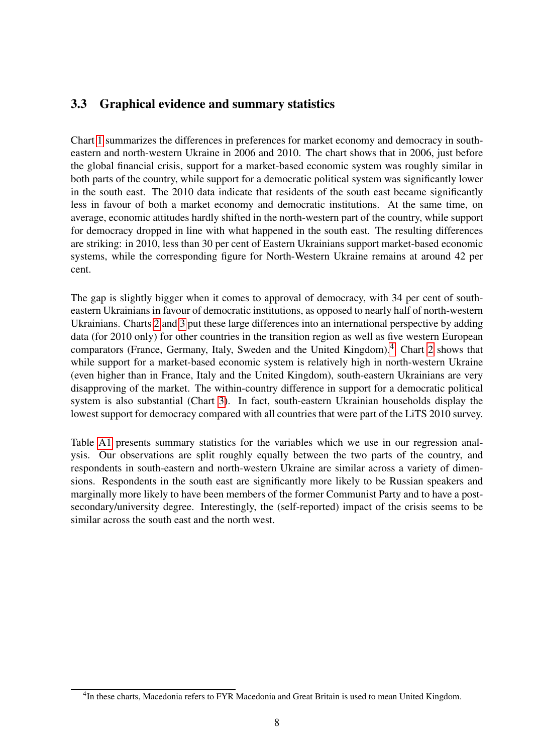### 3.3 Graphical evidence and summary statistics

Chart 1 summarizes the differences in preferences for market economy and democracy in south-eastern and north-western Ukraine in 2006 and 2010. The chart shows that in 2006, just before the global financial crisis, support for a market-based economic system was roughly similar in both parts of the country, while support for a democratic political system was significantly lower in the south east. The 2010 data indicate that residents of the south east became significantly less in favour of both a market economy and democratic institutions. At the same time, on average, economic attitudes hardly shifted in the north-western part of the country, while support for democracy dropped in line with what happened in the south east. The resulting differences are striking: in 2010, less than 30 per cent of Eastern Ukrainians support market-based economic systems, while the corresponding figure for North-Western Ukraine remains at around 42 per cent.

The gap is slightly bigger when it comes to approval of democracy, with 34 per cent of south-eastern Ukrainians in favour of democratic institutions, as opposed to nearly half of north-western Ukrainians. Charts 2 and 3 put these large differences into an international perspective by adding data (for 2010 only) for other countries in the transition region as well as five western European comparators (France, Germany, Italy, Sweden and the United Kingdom).[4] Chart 2 shows that while support for a market-based economic system is relatively high in north-western Ukraine (even higher than in France, Italy and the United Kingdom), south-eastern Ukrainians are very disapproving of the market. The within-country difference in support for a democratic political system is also substantial (Chart 3). In fact, south-eastern Ukrainian households display the lowest support for democracy compared with all countries that were part of the LiTS 2010 survey.

Table A1 presents summary statistics for the variables which we use in our regression analysis. Our observations are split roughly equally between the two parts of the country, and respondents in south-eastern and north-western Ukraine are similar across a variety of dimensions. Respondents in the south east are significantly more likely to be Russian speakers and marginally more likely to have been members of the former Communist Party and to have a post-secondary/university degree. Interestingly, the (self-reported) impact of the crisis seems to be similar across the south east and the north west.

[4] In these charts, Macedonia refers to FYR Macedonia and Great Britain is used to mean United Kingdom.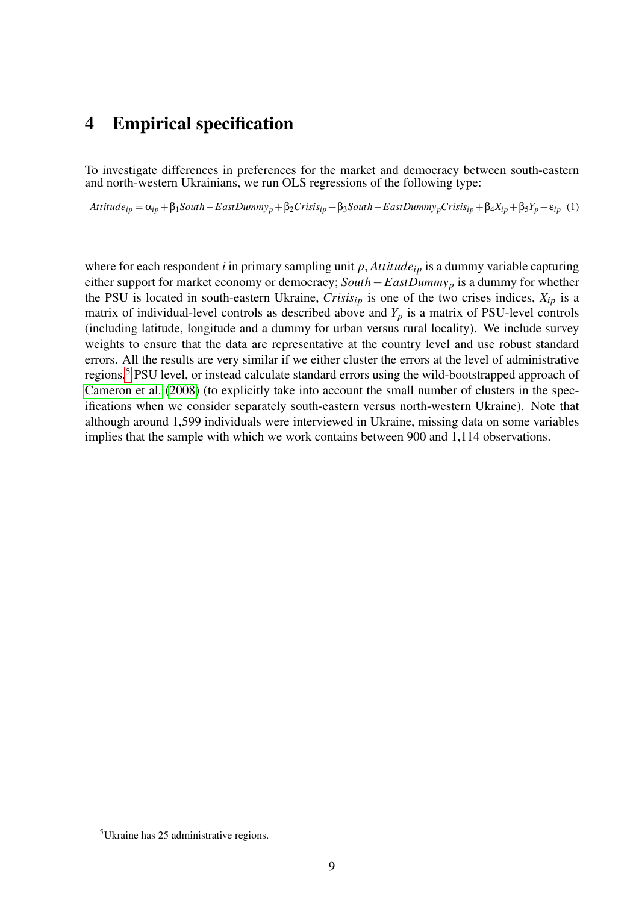# 4 Empirical specification

To investigate differences in preferences for the market and democracy between south-eastern and north-western Ukrainians, we run OLS regressions of the following type:

$$Attitude_{ip} = \alpha_{ip} + \beta_1 South-EastDummy_p + \beta_2 Crisis_{ip} + \beta_3 South-EastDummy_p Crisis_{ip} + \beta_4 X_{ip} + \beta_5 Y_p + \varepsilon_{ip} \quad (1)$$

where for each respondent $i$ in primary sampling unit $p$, $Attitude_{ip}$ is a dummy variable capturing either support for market economy or democracy; $South-EastDummy_p$ is a dummy for whether the PSU is located in south-eastern Ukraine, $Crisis_{ip}$ is one of the two crises indices, $X_{ip}$ is a matrix of individual-level controls as described above and $Y_p$ is a matrix of PSU-level controls (including latitude, longitude and a dummy for urban versus rural locality). We include survey weights to ensure that the data are representative at the country level and use robust standard errors. All the results are very similar if we either cluster the errors at the level of administrative regions,[5] PSU level, or instead calculate standard errors using the wild-bootstrapped approach of Cameron et al. (2008) (to explicitly take into account the small number of clusters in the specifications when we consider separately south-eastern versus north-western Ukraine). Note that although around 1,599 individuals were interviewed in Ukraine, missing data on some variables implies that the sample with which we work contains between 900 and 1,114 observations.

[5] Ukraine has 25 administrative regions.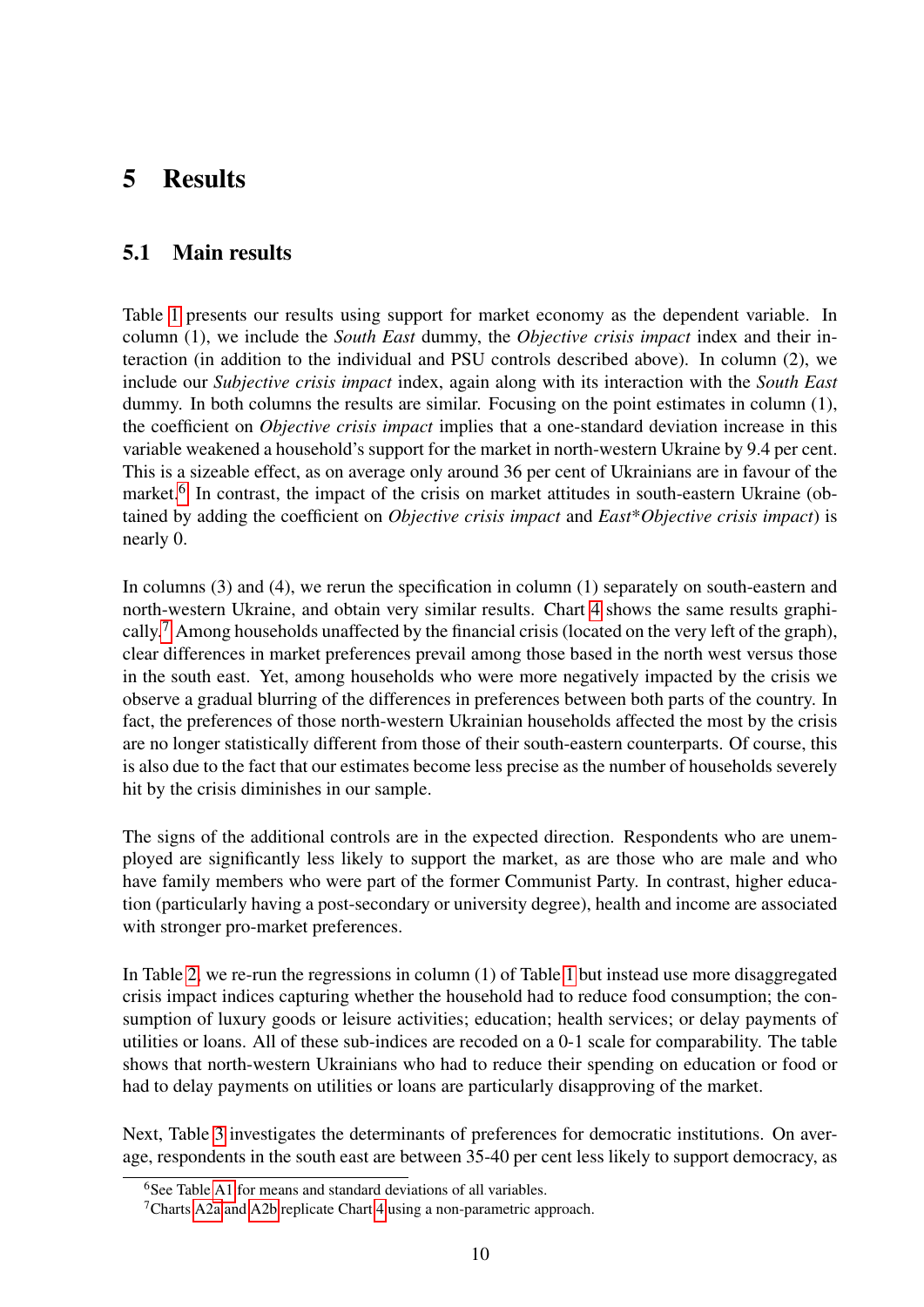# 5 Results

## 5.1 Main results

Table 1 presents our results using support for market economy as the dependent variable. In column (1), we include the *South East* dummy, the *Objective crisis impact* index and their interaction (in addition to the individual and PSU controls described above). In column (2), we include our *Subjective crisis impact* index, again along with its interaction with the *South East* dummy. In both columns the results are similar. Focusing on the point estimates in column (1), the coefficient on *Objective crisis impact* implies that a one-standard deviation increase in this variable weakened a household's support for the market in north-western Ukraine by 9.4 per cent. This is a sizeable effect, as on average only around 36 per cent of Ukrainians are in favour of the market.[6] In contrast, the impact of the crisis on market attitudes in south-eastern Ukraine (obtained by adding the coefficient on *Objective crisis impact* and *East*\**Objective crisis impact*) is nearly 0.

In columns (3) and (4), we rerun the specification in column (1) separately on south-eastern and north-western Ukraine, and obtain very similar results. Chart 4 shows the same results graphically.[7] Among households unaffected by the financial crisis (located on the very left of the graph), clear differences in market preferences prevail among those based in the north west versus those in the south east. Yet, among households who were more negatively impacted by the crisis we observe a gradual blurring of the differences in preferences between both parts of the country. In fact, the preferences of those north-western Ukrainian households affected the most by the crisis are no longer statistically different from those of their south-eastern counterparts. Of course, this is also due to the fact that our estimates become less precise as the number of households severely hit by the crisis diminishes in our sample.

The signs of the additional controls are in the expected direction. Respondents who are unemployed are significantly less likely to support the market, as are those who are male and who have family members who were part of the former Communist Party. In contrast, higher education (particularly having a post-secondary or university degree), health and income are associated with stronger pro-market preferences.

In Table 2, we re-run the regressions in column (1) of Table 1 but instead use more disaggregated crisis impact indices capturing whether the household had to reduce food consumption; the consumption of luxury goods or leisure activities; education; health services; or delay payments of utilities or loans. All of these sub-indices are recoded on a 0-1 scale for comparability. The table shows that north-western Ukrainians who had to reduce their spending on education or food or had to delay payments on utilities or loans are particularly disapproving of the market.

Next, Table 3 investigates the determinants of preferences for democratic institutions. On average, respondents in the south east are between 35-40 per cent less likely to support democracy, as

[6] See Table A1 for means and standard deviations of all variables.

[7] Charts A2a and A2b replicate Chart 4 using a non-parametric approach.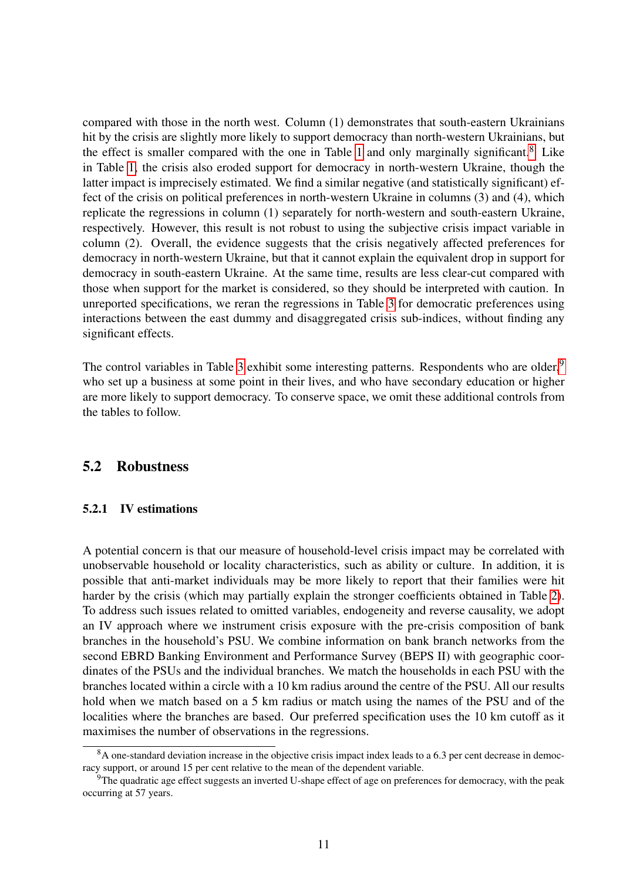compared with those in the north west. Column (1) demonstrates that south-eastern Ukrainians hit by the crisis are slightly more likely to support democracy than north-western Ukrainians, but the effect is smaller compared with the one in Table 1 and only marginally significant.[8] Like in Table 1, the crisis also eroded support for democracy in north-western Ukraine, though the latter impact is imprecisely estimated. We find a similar negative (and statistically significant) effect of the crisis on political preferences in north-western Ukraine in columns (3) and (4), which replicate the regressions in column (1) separately for north-western and south-eastern Ukraine, respectively. However, this result is not robust to using the subjective crisis impact variable in column (2). Overall, the evidence suggests that the crisis negatively affected preferences for democracy in north-western Ukraine, but that it cannot explain the equivalent drop in support for democracy in south-eastern Ukraine. At the same time, results are less clear-cut compared with those when support for the market is considered, so they should be interpreted with caution. In unreported specifications, we reran the regressions in Table 3 for democratic preferences using interactions between the east dummy and disaggregated crisis sub-indices, without finding any significant effects.

The control variables in Table 3 exhibit some interesting patterns. Respondents who are older,[9] who set up a business at some point in their lives, and who have secondary education or higher are more likely to support democracy. To conserve space, we omit these additional controls from the tables to follow.

## 5.2 Robustness

### 5.2.1 IV estimations

A potential concern is that our measure of household-level crisis impact may be correlated with unobservable household or locality characteristics, such as ability or culture. In addition, it is possible that anti-market individuals may be more likely to report that their families were hit harder by the crisis (which may partially explain the stronger coefficients obtained in Table 2). To address such issues related to omitted variables, endogeneity and reverse causality, we adopt an IV approach where we instrument crisis exposure with the pre-crisis composition of bank branches in the household's PSU. We combine information on bank branch networks from the second EBRD Banking Environment and Performance Survey (BEPS II) with geographic coordinates of the PSUs and the individual branches. We match the households in each PSU with the branches located within a circle with a 10 km radius around the centre of the PSU. All our results hold when we match based on a 5 km radius or match using the names of the PSU and of the localities where the branches are based. Our preferred specification uses the 10 km cutoff as it maximises the number of observations in the regressions.

[8] A one-standard deviation increase in the objective crisis impact index leads to a 6.3 per cent decrease in democracy support, or around 15 per cent relative to the mean of the dependent variable.

[9] The quadratic age effect suggests an inverted U-shape effect of age on preferences for democracy, with the peak occurring at 57 years.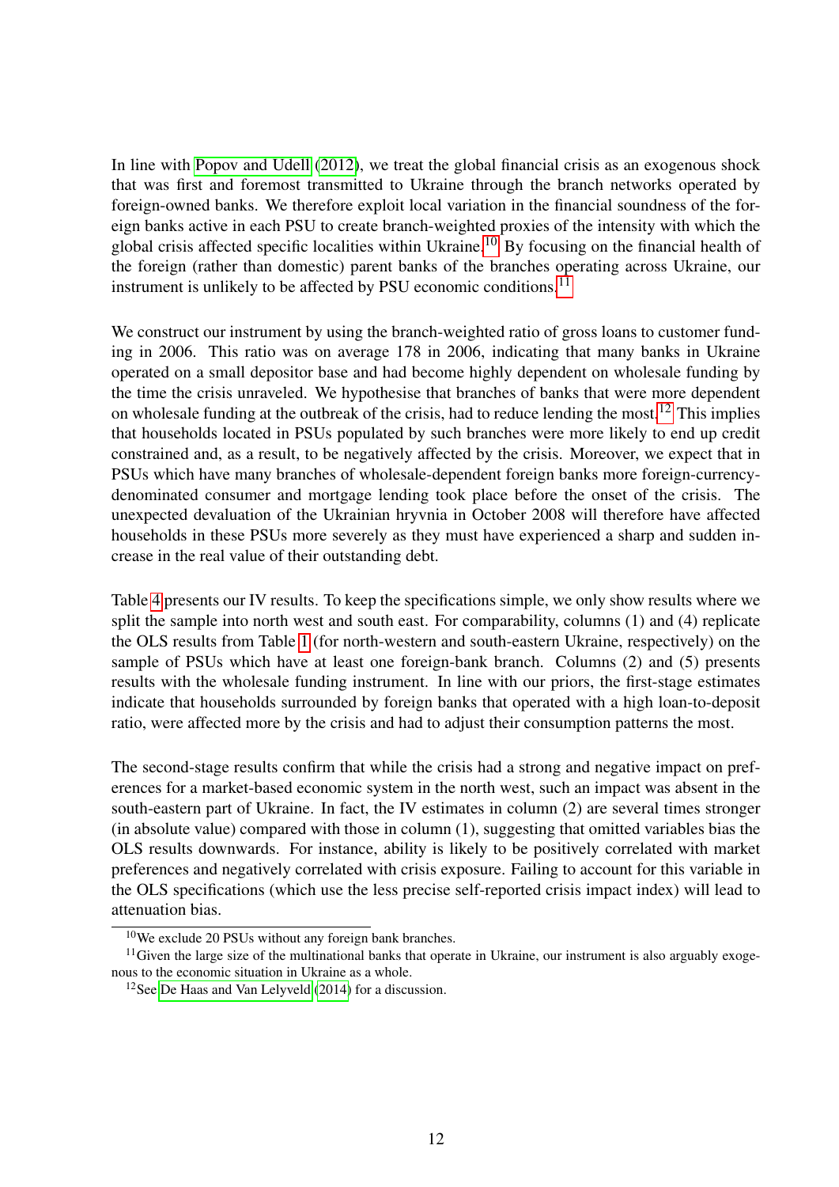In line with Popov and Udell (2012), we treat the global financial crisis as an exogenous shock that was first and foremost transmitted to Ukraine through the branch networks operated by foreign-owned banks. We therefore exploit local variation in the financial soundness of the foreign banks active in each PSU to create branch-weighted proxies of the intensity with which the global crisis affected specific localities within Ukraine.[10] By focusing on the financial health of the foreign (rather than domestic) parent banks of the branches operating across Ukraine, our instrument is unlikely to be affected by PSU economic conditions.[11]

We construct our instrument by using the branch-weighted ratio of gross loans to customer funding in 2006. This ratio was on average 178 in 2006, indicating that many banks in Ukraine operated on a small depositor base and had become highly dependent on wholesale funding by the time the crisis unraveled. We hypothesise that branches of banks that were more dependent on wholesale funding at the outbreak of the crisis, had to reduce lending the most.[12] This implies that households located in PSUs populated by such branches were more likely to end up credit constrained and, as a result, to be negatively affected by the crisis. Moreover, we expect that in PSUs which have many branches of wholesale-dependent foreign banks more foreign-currency-denominated consumer and mortgage lending took place before the onset of the crisis. The unexpected devaluation of the Ukrainian hryvnia in October 2008 will therefore have affected households in these PSUs more severely as they must have experienced a sharp and sudden increase in the real value of their outstanding debt.

Table 4 presents our IV results. To keep the specifications simple, we only show results where we split the sample into north west and south east. For comparability, columns (1) and (4) replicate the OLS results from Table 1 (for north-western and south-eastern Ukraine, respectively) on the sample of PSUs which have at least one foreign-bank branch. Columns (2) and (5) presents results with the wholesale funding instrument. In line with our priors, the first-stage estimates indicate that households surrounded by foreign banks that operated with a high loan-to-deposit ratio, were affected more by the crisis and had to adjust their consumption patterns the most.

The second-stage results confirm that while the crisis had a strong and negative impact on preferences for a market-based economic system in the north west, such an impact was absent in the south-eastern part of Ukraine. In fact, the IV estimates in column (2) are several times stronger (in absolute value) compared with those in column (1), suggesting that omitted variables bias the OLS results downwards. For instance, ability is likely to be positively correlated with market preferences and negatively correlated with crisis exposure. Failing to account for this variable in the OLS specifications (which use the less precise self-reported crisis impact index) will lead to attenuation bias.

[10] We exclude 20 PSUs without any foreign bank branches.

[11] Given the large size of the multinational banks that operate in Ukraine, our instrument is also arguably exogenous to the economic situation in Ukraine as a whole.

[12] See De Haas and Van Lelyveld (2014) for a discussion.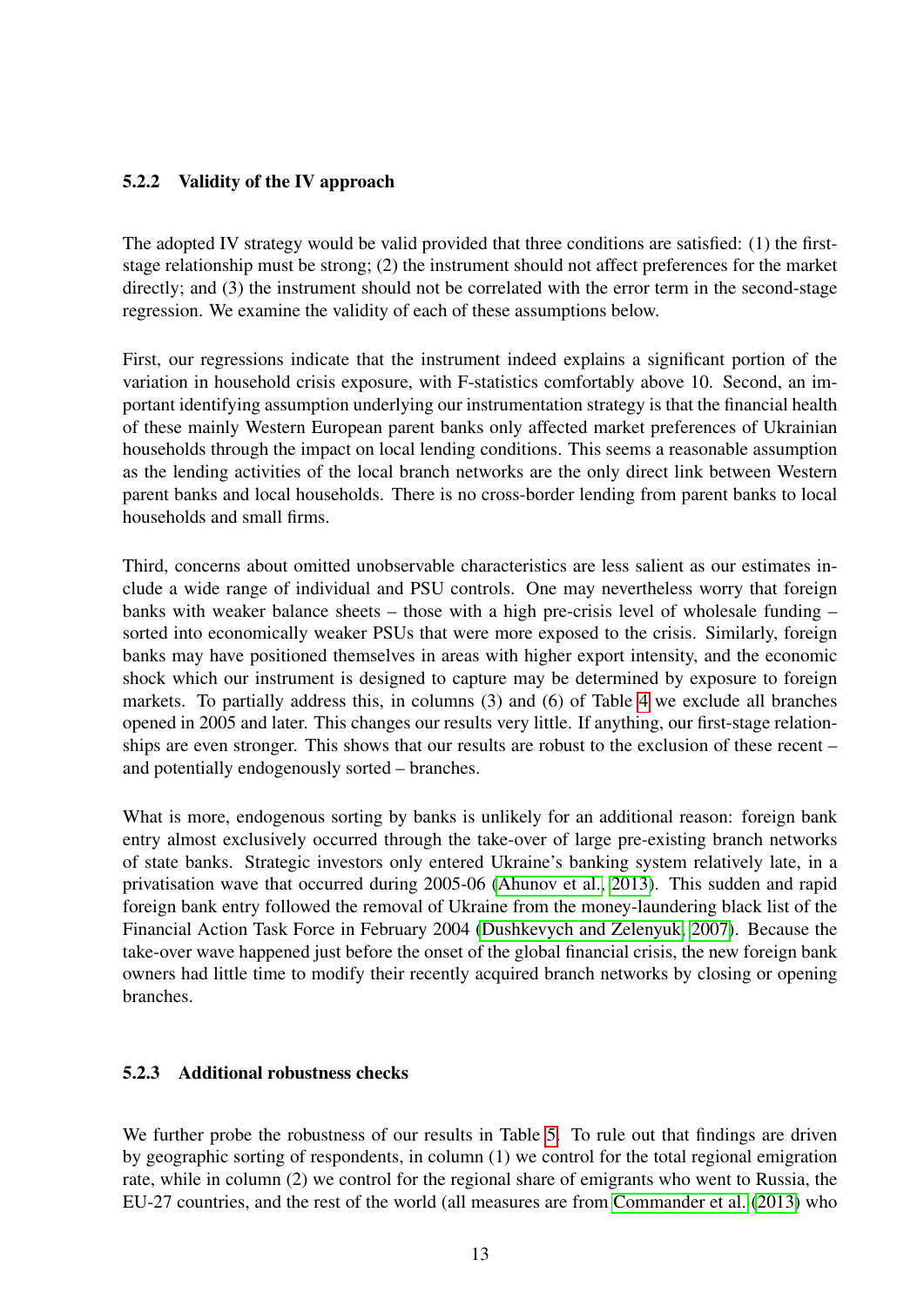#### 5.2.2 Validity of the IV approach

The adopted IV strategy would be valid provided that three conditions are satisfied: (1) the first-stage relationship must be strong; (2) the instrument should not affect preferences for the market directly; and (3) the instrument should not be correlated with the error term in the second-stage regression. We examine the validity of each of these assumptions below.

First, our regressions indicate that the instrument indeed explains a significant portion of the variation in household crisis exposure, with F-statistics comfortably above 10. Second, an important identifying assumption underlying our instrumentation strategy is that the financial health of these mainly Western European parent banks only affected market preferences of Ukrainian households through the impact on local lending conditions. This seems a reasonable assumption as the lending activities of the local branch networks are the only direct link between Western parent banks and local households. There is no cross-border lending from parent banks to local households and small firms.

Third, concerns about omitted unobservable characteristics are less salient as our estimates include a wide range of individual and PSU controls. One may nevertheless worry that foreign banks with weaker balance sheets – those with a high pre-crisis level of wholesale funding – sorted into economically weaker PSUs that were more exposed to the crisis. Similarly, foreign banks may have positioned themselves in areas with higher export intensity, and the economic shock which our instrument is designed to capture may be determined by exposure to foreign markets. To partially address this, in columns (3) and (6) of Table 4 we exclude all branches opened in 2005 and later. This changes our results very little. If anything, our first-stage relationships are even stronger. This shows that our results are robust to the exclusion of these recent – and potentially endogenously sorted – branches.

What is more, endogenous sorting by banks is unlikely for an additional reason: foreign bank entry almost exclusively occurred through the take-over of large pre-existing branch networks of state banks. Strategic investors only entered Ukraine's banking system relatively late, in a privatisation wave that occurred during 2005-06 (Ahunov et al., 2013). This sudden and rapid foreign bank entry followed the removal of Ukraine from the money-laundering black list of the Financial Action Task Force in February 2004 (Dushkevych and Zelenyuk, 2007). Because the take-over wave happened just before the onset of the global financial crisis, the new foreign bank owners had little time to modify their recently acquired branch networks by closing or opening branches.

#### 5.2.3 Additional robustness checks

We further probe the robustness of our results in Table 5. To rule out that findings are driven by geographic sorting of respondents, in column (1) we control for the total regional emigration rate, while in column (2) we control for the regional share of emigrants who went to Russia, the EU-27 countries, and the rest of the world (all measures are from Commander et al. (2013) who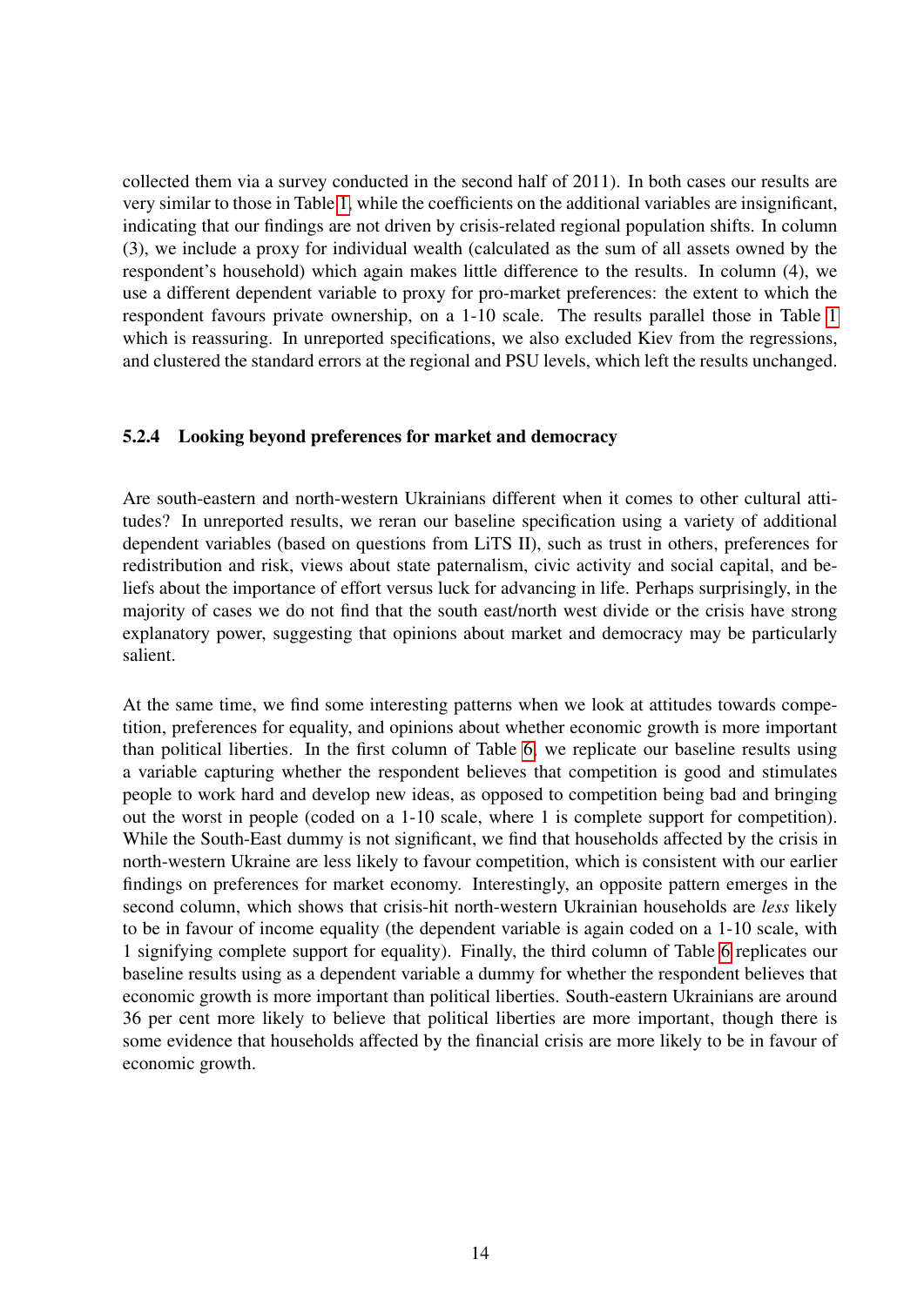collected them via a survey conducted in the second half of 2011). In both cases our results are very similar to those in Table 1, while the coefficients on the additional variables are insignificant, indicating that our findings are not driven by crisis-related regional population shifts. In column (3), we include a proxy for individual wealth (calculated as the sum of all assets owned by the respondent's household) which again makes little difference to the results. In column (4), we use a different dependent variable to proxy for pro-market preferences: the extent to which the respondent favours private ownership, on a 1-10 scale. The results parallel those in Table 1 which is reassuring. In unreported specifications, we also excluded Kiev from the regressions, and clustered the standard errors at the regional and PSU levels, which left the results unchanged.

### 5.2.4 Looking beyond preferences for market and democracy

Are south-eastern and north-western Ukrainians different when it comes to other cultural attitudes? In unreported results, we reran our baseline specification using a variety of additional dependent variables (based on questions from LiTS II), such as trust in others, preferences for redistribution and risk, views about state paternalism, civic activity and social capital, and beliefs about the importance of effort versus luck for advancing in life. Perhaps surprisingly, in the majority of cases we do not find that the south east/north west divide or the crisis have strong explanatory power, suggesting that opinions about market and democracy may be particularly salient.

At the same time, we find some interesting patterns when we look at attitudes towards competition, preferences for equality, and opinions about whether economic growth is more important than political liberties. In the first column of Table 6, we replicate our baseline results using a variable capturing whether the respondent believes that competition is good and stimulates people to work hard and develop new ideas, as opposed to competition being bad and bringing out the worst in people (coded on a 1-10 scale, where 1 is complete support for competition). While the South-East dummy is not significant, we find that households affected by the crisis in north-western Ukraine are less likely to favour competition, which is consistent with our earlier findings on preferences for market economy. Interestingly, an opposite pattern emerges in the second column, which shows that crisis-hit north-western Ukrainian households are *less* likely to be in favour of income equality (the dependent variable is again coded on a 1-10 scale, with 1 signifying complete support for equality). Finally, the third column of Table 6 replicates our baseline results using as a dependent variable a dummy for whether the respondent believes that economic growth is more important than political liberties. South-eastern Ukrainians are around 36 per cent more likely to believe that political liberties are more important, though there is some evidence that households affected by the financial crisis are more likely to be in favour of economic growth.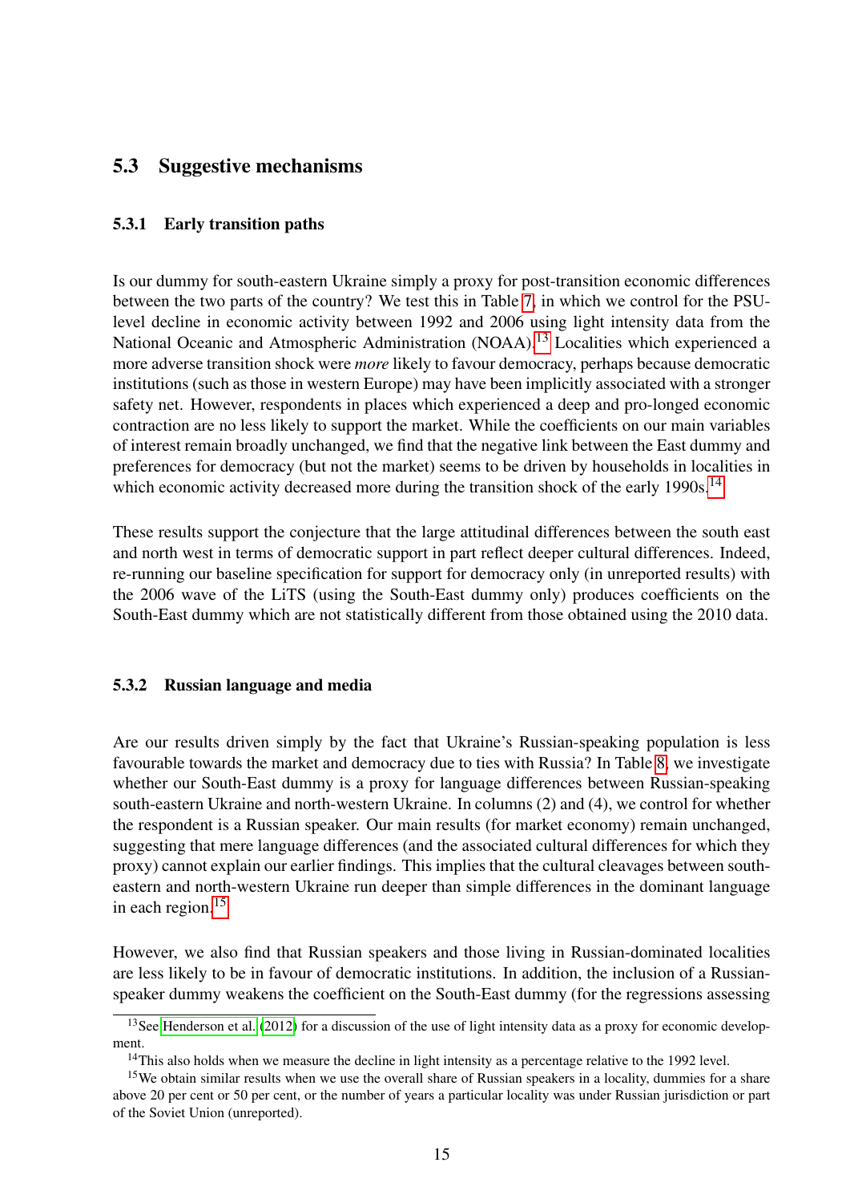## 5.3 Suggestive mechanisms

### 5.3.1 Early transition paths

Is our dummy for south-eastern Ukraine simply a proxy for post-transition economic differences between the two parts of the country? We test this in Table 7, in which we control for the PSU-level decline in economic activity between 1992 and 2006 using light intensity data from the National Oceanic and Atmospheric Administration (NOAA).[13] Localities which experienced a more adverse transition shock were *more* likely to favour democracy, perhaps because democratic institutions (such as those in western Europe) may have been implicitly associated with a stronger safety net. However, respondents in places which experienced a deep and pro-longed economic contraction are no less likely to support the market. While the coefficients on our main variables of interest remain broadly unchanged, we find that the negative link between the East dummy and preferences for democracy (but not the market) seems to be driven by households in localities in which economic activity decreased more during the transition shock of the early 1990s.[14]

These results support the conjecture that the large attitudinal differences between the south east and north west in terms of democratic support in part reflect deeper cultural differences. Indeed, re-running our baseline specification for support for democracy only (in unreported results) with the 2006 wave of the LiTS (using the South-East dummy only) produces coefficients on the South-East dummy which are not statistically different from those obtained using the 2010 data.

### 5.3.2 Russian language and media

Are our results driven simply by the fact that Ukraine's Russian-speaking population is less favourable towards the market and democracy due to ties with Russia? In Table 8, we investigate whether our South-East dummy is a proxy for language differences between Russian-speaking south-eastern Ukraine and north-western Ukraine. In columns (2) and (4), we control for whether the respondent is a Russian speaker. Our main results (for market economy) remain unchanged, suggesting that mere language differences (and the associated cultural differences for which they proxy) cannot explain our earlier findings. This implies that the cultural cleavages between south-eastern and north-western Ukraine run deeper than simple differences in the dominant language in each region.[15]

However, we also find that Russian speakers and those living in Russian-dominated localities are less likely to be in favour of democratic institutions. In addition, the inclusion of a Russian-speaker dummy weakens the coefficient on the South-East dummy (for the regressions assessing

[13] See Henderson et al. (2012) for a discussion of the use of light intensity data as a proxy for economic development.

[14] This also holds when we measure the decline in light intensity as a percentage relative to the 1992 level.

[15] We obtain similar results when we use the overall share of Russian speakers in a locality, dummies for a share above 20 per cent or 50 per cent, or the number of years a particular locality was under Russian jurisdiction or part of the Soviet Union (unreported).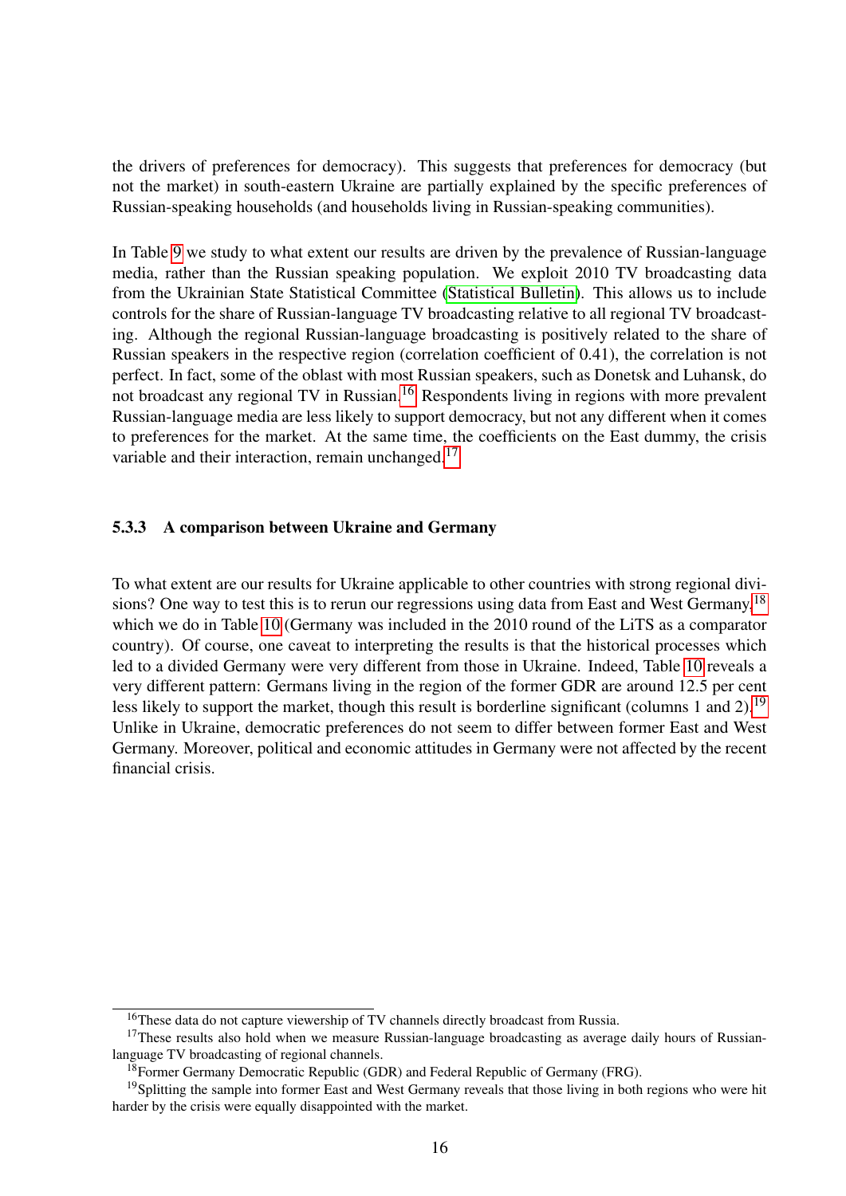the drivers of preferences for democracy). This suggests that preferences for democracy (but not the market) in south-eastern Ukraine are partially explained by the specific preferences of Russian-speaking households (and households living in Russian-speaking communities).

In Table 9 we study to what extent our results are driven by the prevalence of Russian-language media, rather than the Russian speaking population. We exploit 2010 TV broadcasting data from the Ukrainian State Statistical Committee (Statistical Bulletin). This allows us to include controls for the share of Russian-language TV broadcasting relative to all regional TV broadcasting. Although the regional Russian-language broadcasting is positively related to the share of Russian speakers in the respective region (correlation coefficient of 0.41), the correlation is not perfect. In fact, some of the oblast with most Russian speakers, such as Donetsk and Luhansk, do not broadcast any regional TV in Russian.[16] Respondents living in regions with more prevalent Russian-language media are less likely to support democracy, but not any different when it comes to preferences for the market. At the same time, the coefficients on the East dummy, the crisis variable and their interaction, remain unchanged.[17]

### 5.3.3 A comparison between Ukraine and Germany

To what extent are our results for Ukraine applicable to other countries with strong regional divisions? One way to test this is to rerun our regressions using data from East and West Germany,[18] which we do in Table 10 (Germany was included in the 2010 round of the LiTS as a comparator country). Of course, one caveat to interpreting the results is that the historical processes which led to a divided Germany were very different from those in Ukraine. Indeed, Table 10 reveals a very different pattern: Germans living in the region of the former GDR are around 12.5 per cent less likely to support the market, though this result is borderline significant (columns 1 and 2).[19] Unlike in Ukraine, democratic preferences do not seem to differ between former East and West Germany. Moreover, political and economic attitudes in Germany were not affected by the recent financial crisis.

[16] These data do not capture viewership of TV channels directly broadcast from Russia.

[17] These results also hold when we measure Russian-language broadcasting as average daily hours of Russian-language TV broadcasting of regional channels.

[18] Former Germany Democratic Republic (GDR) and Federal Republic of Germany (FRG).

[19] Splitting the sample into former East and West Germany reveals that those living in both regions who were hit harder by the crisis were equally disappointed with the market.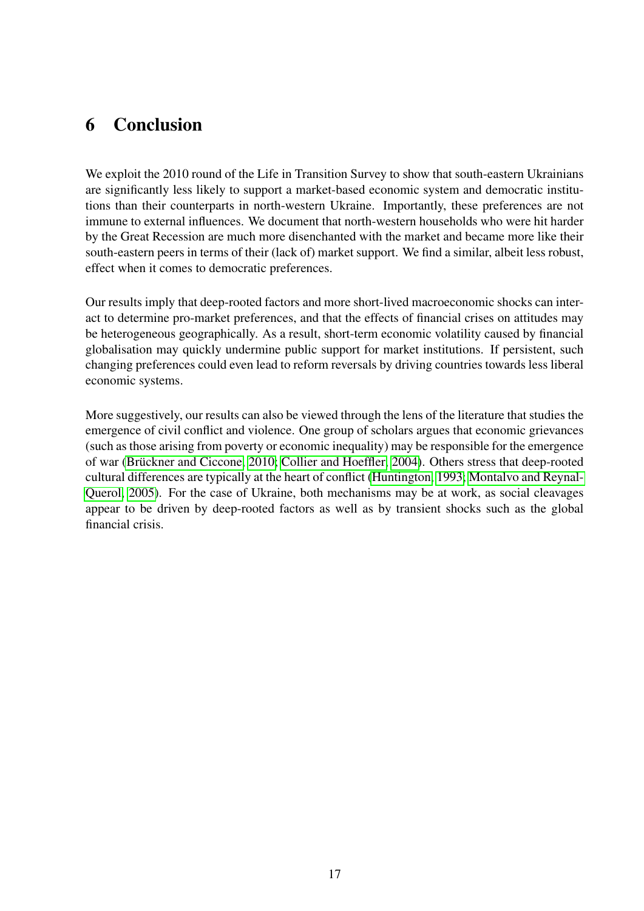# 6 Conclusion

We exploit the 2010 round of the Life in Transition Survey to show that south-eastern Ukrainians are significantly less likely to support a market-based economic system and democratic institutions than their counterparts in north-western Ukraine. Importantly, these preferences are not immune to external influences. We document that north-western households who were hit harder by the Great Recession are much more disenchanted with the market and became more like their south-eastern peers in terms of their (lack of) market support. We find a similar, albeit less robust, effect when it comes to democratic preferences.

Our results imply that deep-rooted factors and more short-lived macroeconomic shocks can interact to determine pro-market preferences, and that the effects of financial crises on attitudes may be heterogeneous geographically. As a result, short-term economic volatility caused by financial globalisation may quickly undermine public support for market institutions. If persistent, such changing preferences could even lead to reform reversals by driving countries towards less liberal economic systems.

More suggestively, our results can also be viewed through the lens of the literature that studies the emergence of civil conflict and violence. One group of scholars argues that economic grievances (such as those arising from poverty or economic inequality) may be responsible for the emergence of war (Brückner and Ciccone, 2010; Collier and Hoeffler, 2004). Others stress that deep-rooted cultural differences are typically at the heart of conflict (Huntington, 1993; Montalvo and Reynal-Querol, 2005). For the case of Ukraine, both mechanisms may be at work, as social cleavages appear to be driven by deep-rooted factors as well as by transient shocks such as the global financial crisis.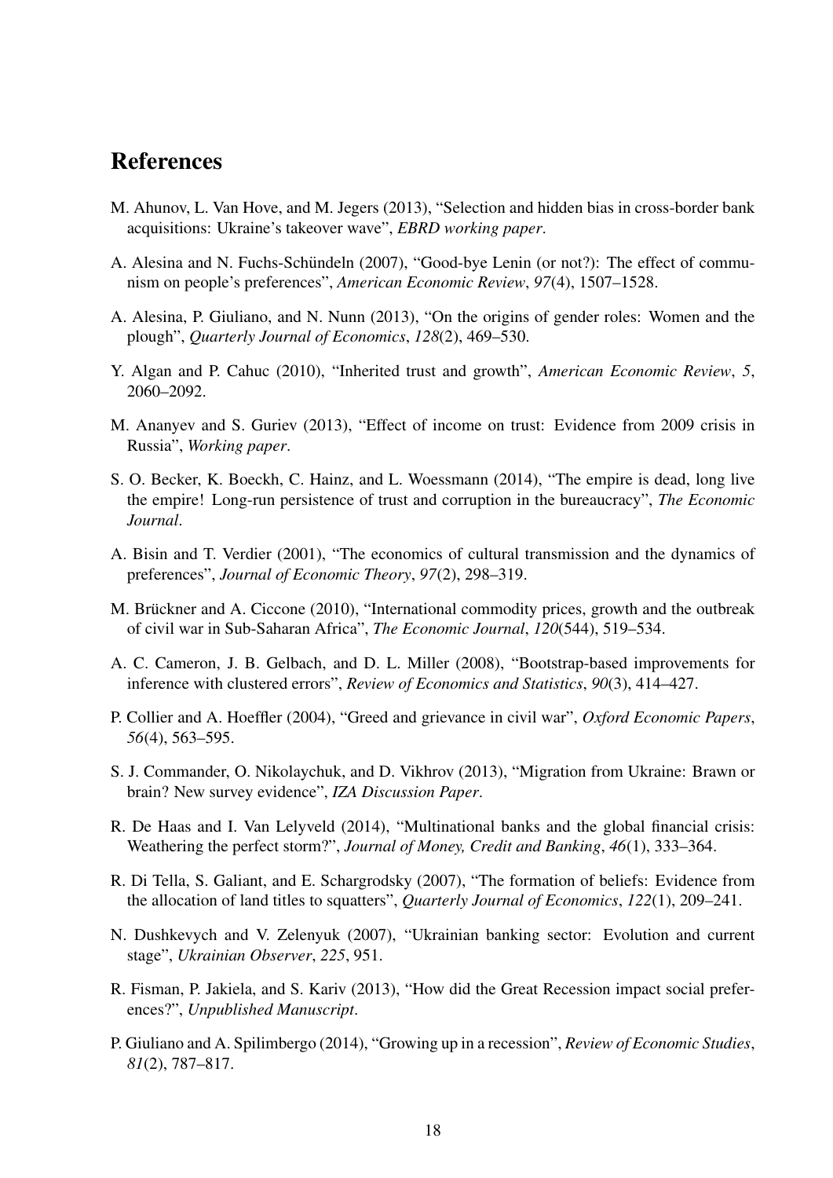# References

M. Ahunov, L. Van Hove, and M. Jegers (2013), "Selection and hidden bias in cross-border bank acquisitions: Ukraine's takeover wave", *EBRD working paper*.

A. Alesina and N. Fuchs-Schündeln (2007), "Good-bye Lenin (or not?): The effect of communism on people's preferences", *American Economic Review*, *97*(4), 1507–1528.

A. Alesina, P. Giuliano, and N. Nunn (2013), "On the origins of gender roles: Women and the plough", *Quarterly Journal of Economics*, *128*(2), 469–530.

Y. Algan and P. Cahuc (2010), "Inherited trust and growth", *American Economic Review*, *5*, 2060–2092.

M. Ananyev and S. Guriev (2013), "Effect of income on trust: Evidence from 2009 crisis in Russia", *Working paper*.

S. O. Becker, K. Boeckh, C. Hainz, and L. Woessmann (2014), "The empire is dead, long live the empire! Long-run persistence of trust and corruption in the bureaucracy", *The Economic Journal*.

A. Bisin and T. Verdier (2001), "The economics of cultural transmission and the dynamics of preferences", *Journal of Economic Theory*, *97*(2), 298–319.

M. Brückner and A. Ciccone (2010), "International commodity prices, growth and the outbreak of civil war in Sub-Saharan Africa", *The Economic Journal*, *120*(544), 519–534.

A. C. Cameron, J. B. Gelbach, and D. L. Miller (2008), "Bootstrap-based improvements for inference with clustered errors", *Review of Economics and Statistics*, *90*(3), 414–427.

P. Collier and A. Hoeffler (2004), "Greed and grievance in civil war", *Oxford Economic Papers*, *56*(4), 563–595.

S. J. Commander, O. Nikolaychuk, and D. Vikhrov (2013), "Migration from Ukraine: Brawn or brain? New survey evidence", *IZA Discussion Paper*.

R. De Haas and I. Van Lelyveld (2014), "Multinational banks and the global financial crisis: Weathering the perfect storm?", *Journal of Money, Credit and Banking*, *46*(1), 333–364.

R. Di Tella, S. Galiant, and E. Schargrodsky (2007), "The formation of beliefs: Evidence from the allocation of land titles to squatters", *Quarterly Journal of Economics*, *122*(1), 209–241.

N. Dushkevych and V. Zelenyuk (2007), "Ukrainian banking sector: Evolution and current stage", *Ukrainian Observer*, *225*, 951.

R. Fisman, P. Jakiela, and S. Kariv (2013), "How did the Great Recession impact social preferences?", *Unpublished Manuscript*.

P. Giuliano and A. Spilimbergo (2014), "Growing up in a recession", *Review of Economic Studies*, *81*(2), 787–817.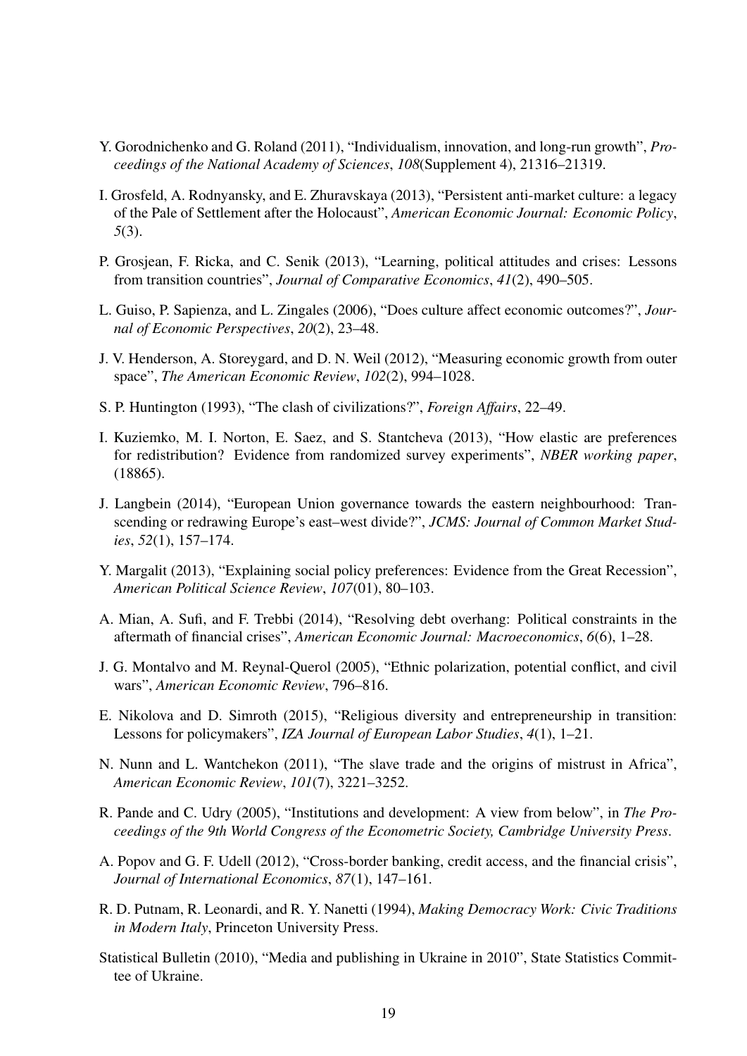Y. Gorodnichenko and G. Roland (2011), "Individualism, innovation, and long-run growth", *Proceedings of the National Academy of Sciences*, *108*(Supplement 4), 21316–21319.

I. Grosfeld, A. Rodnyansky, and E. Zhuravskaya (2013), "Persistent anti-market culture: a legacy of the Pale of Settlement after the Holocaust", *American Economic Journal: Economic Policy*, *5*(3).

P. Grosjean, F. Ricka, and C. Senik (2013), "Learning, political attitudes and crises: Lessons from transition countries", *Journal of Comparative Economics*, *41*(2), 490–505.

L. Guiso, P. Sapienza, and L. Zingales (2006), "Does culture affect economic outcomes?", *Journal of Economic Perspectives*, *20*(2), 23–48.

J. V. Henderson, A. Storeygard, and D. N. Weil (2012), "Measuring economic growth from outer space", *The American Economic Review*, *102*(2), 994–1028.

S. P. Huntington (1993), "The clash of civilizations?", *Foreign Affairs*, 22–49.

I. Kuziemko, M. I. Norton, E. Saez, and S. Stantcheva (2013), "How elastic are preferences for redistribution? Evidence from randomized survey experiments", *NBER working paper*, (18865).

J. Langbein (2014), "European Union governance towards the eastern neighbourhood: Transcending or redrawing Europe's east–west divide?", *JCMS: Journal of Common Market Studies*, *52*(1), 157–174.

Y. Margalit (2013), "Explaining social policy preferences: Evidence from the Great Recession", *American Political Science Review*, *107*(01), 80–103.

A. Mian, A. Sufi, and F. Trebbi (2014), "Resolving debt overhang: Political constraints in the aftermath of financial crises", *American Economic Journal: Macroeconomics*, *6*(6), 1–28.

J. G. Montalvo and M. Reynal-Querol (2005), "Ethnic polarization, potential conflict, and civil wars", *American Economic Review*, 796–816.

E. Nikolova and D. Simroth (2015), "Religious diversity and entrepreneurship in transition: Lessons for policymakers", *IZA Journal of European Labor Studies*, *4*(1), 1–21.

N. Nunn and L. Wantchekon (2011), "The slave trade and the origins of mistrust in Africa", *American Economic Review*, *101*(7), 3221–3252.

R. Pande and C. Udry (2005), "Institutions and development: A view from below", in *The Proceedings of the 9th World Congress of the Econometric Society, Cambridge University Press*.

A. Popov and G. F. Udell (2012), "Cross-border banking, credit access, and the financial crisis", *Journal of International Economics*, *87*(1), 147–161.

R. D. Putnam, R. Leonardi, and R. Y. Nanetti (1994), *Making Democracy Work: Civic Traditions in Modern Italy*, Princeton University Press.

Statistical Bulletin (2010), "Media and publishing in Ukraine in 2010", State Statistics Committee of Ukraine.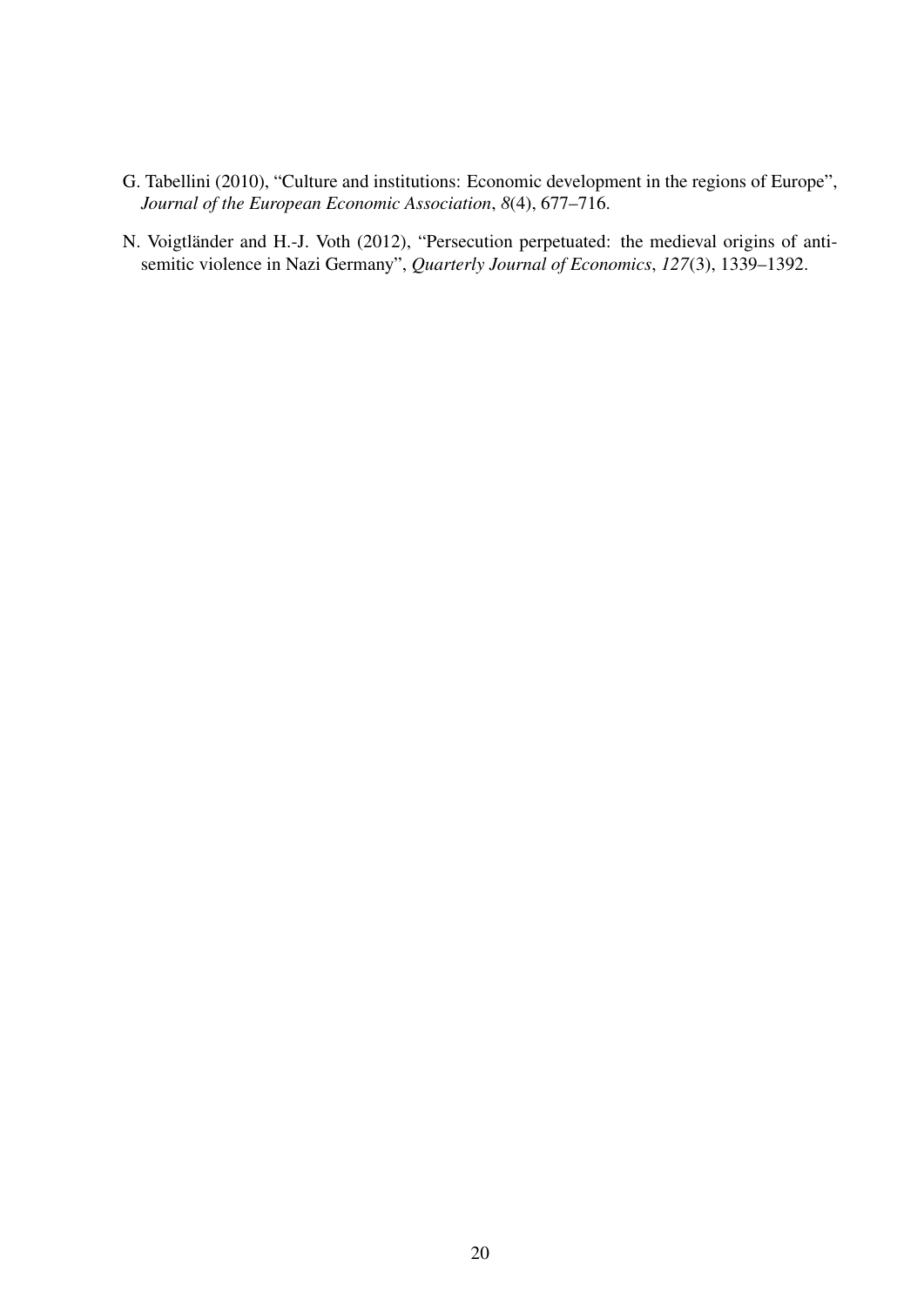G. Tabellini (2010), "Culture and institutions: Economic development in the regions of Europe", *Journal of the European Economic Association*, *8*(4), 677–716.

N. Voigtländer and H.-J. Voth (2012), "Persecution perpetuated: the medieval origins of anti-semitic violence in Nazi Germany", *Quarterly Journal of Economics*, *127*(3), 1339–1392.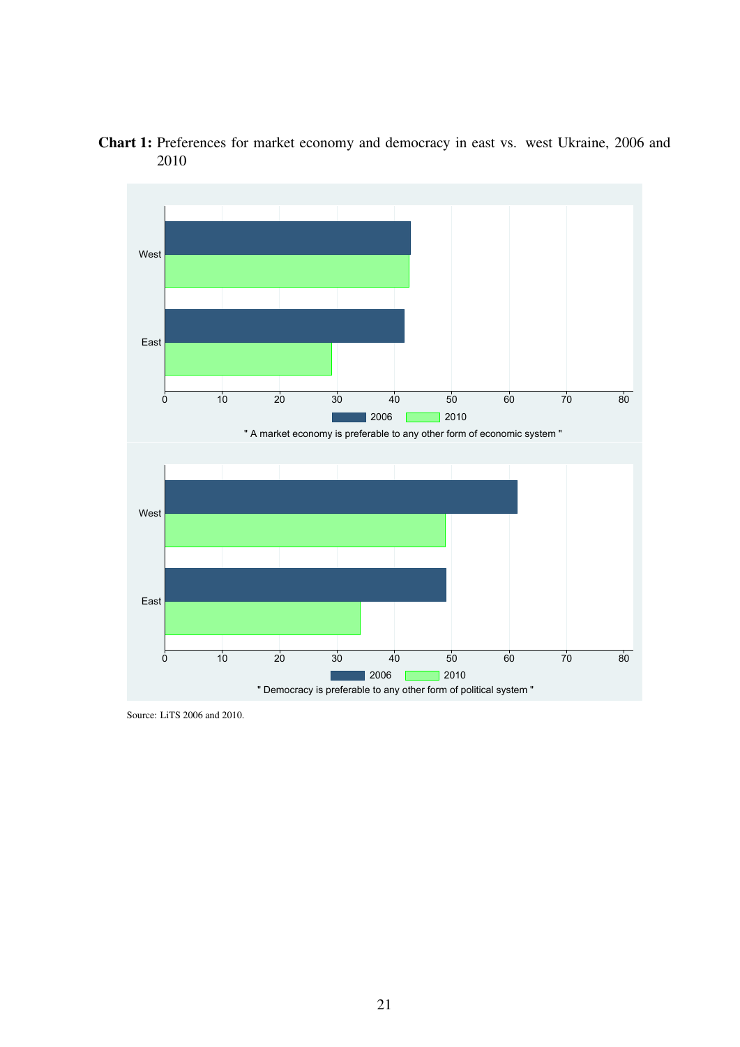**Chart 1:** Preferences for market economy and democracy in east vs. west Ukraine, 2006 and 2010

Source: LiTS 2006 and 2010.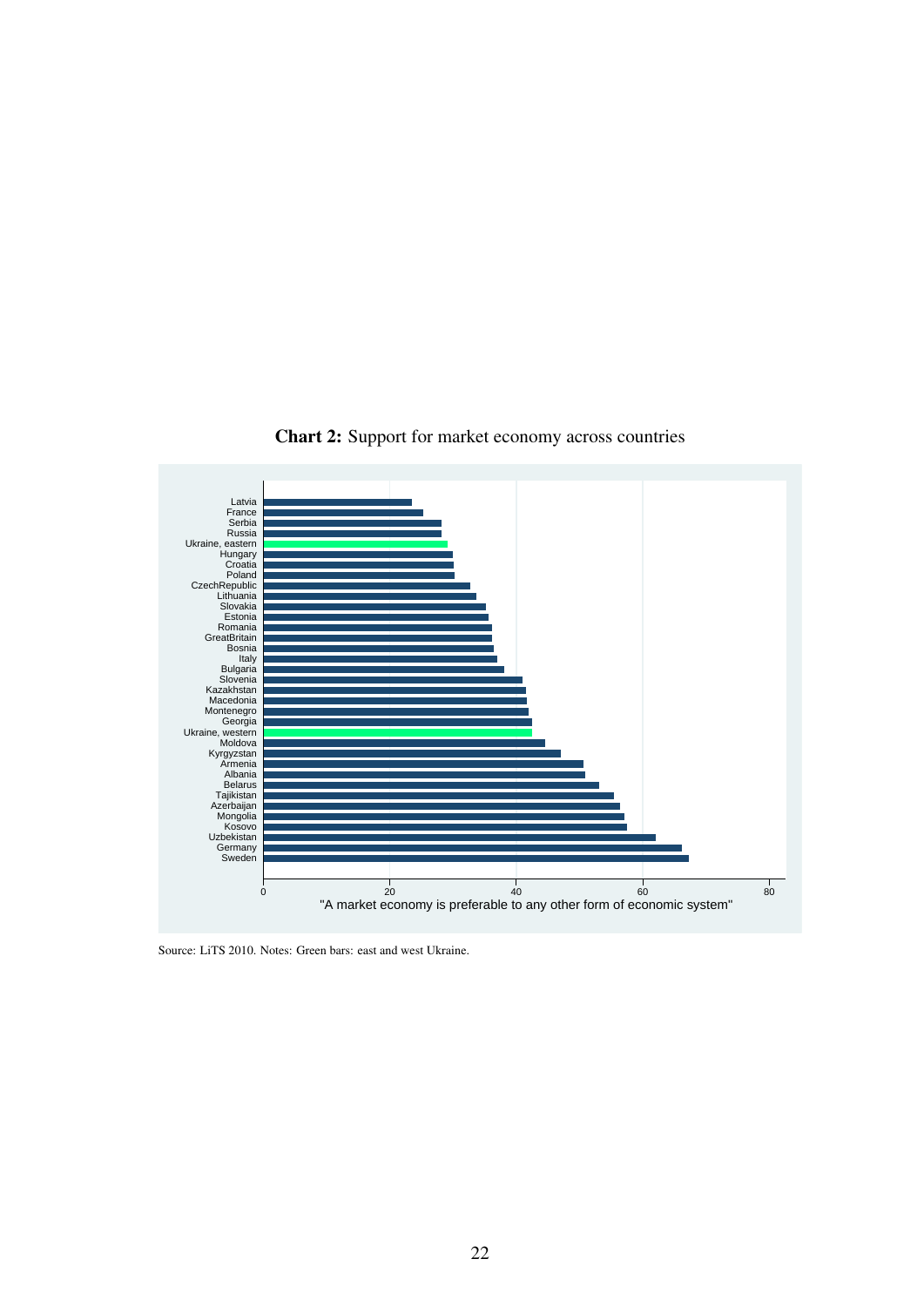**Chart 2:** Support for market economy across countries

Source: LiTS 2010. Notes: Green bars: east and west Ukraine.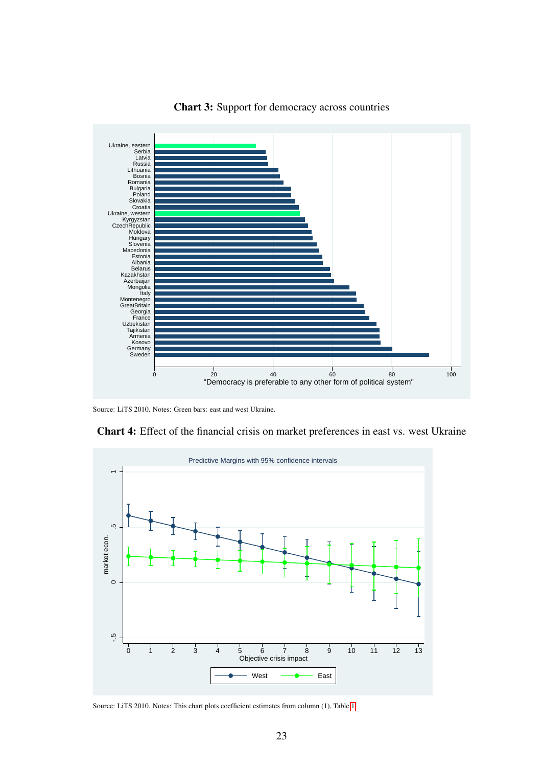**Chart 3:** Support for democracy across countries

Source: LiTS 2010. Notes: Green bars: east and west Ukraine.

**Chart 4:** Effect of the financial crisis on market preferences in east vs. west Ukraine

Source: LiTS 2010. Notes: This chart plots coefficient estimates from column (1), Table 1.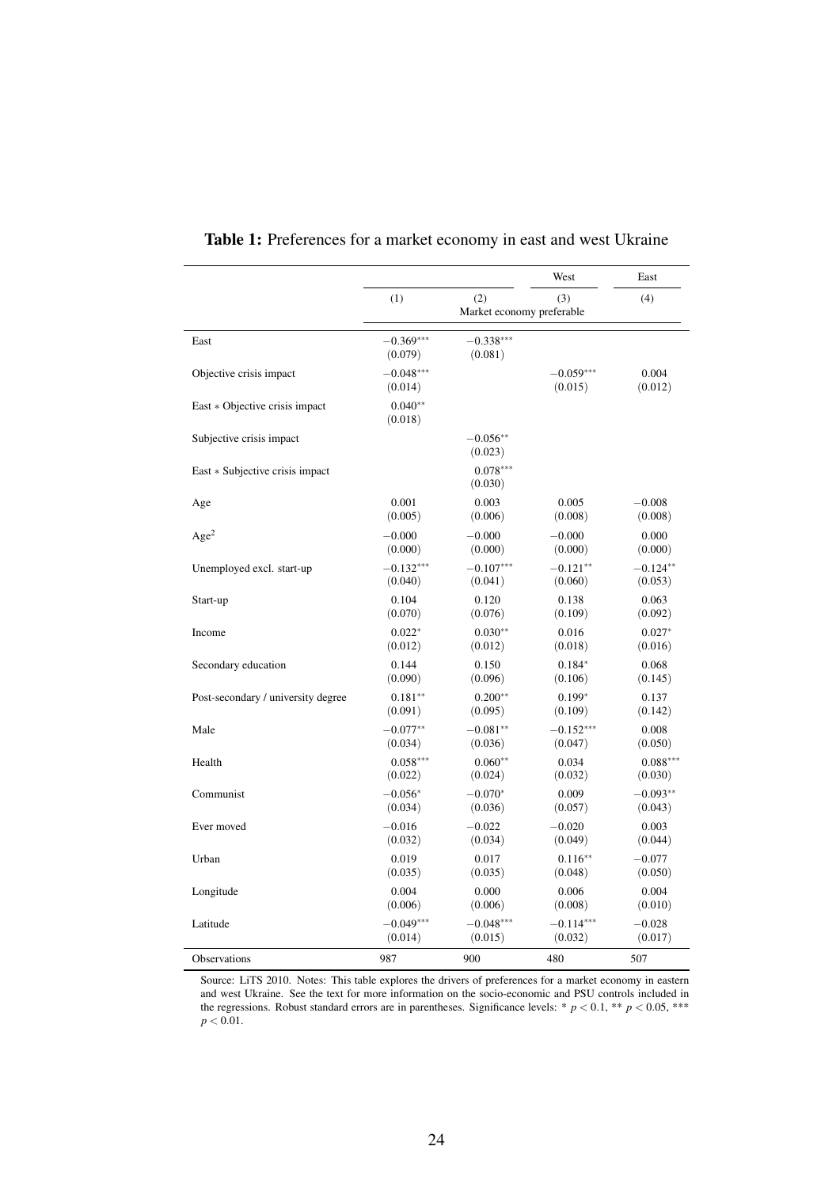**Table 1:** Preferences for a market economy in east and west Ukraine

| | (1) | (2) | West (3) | East (4) |
|---|---|---|---|---|
| | Market economy preferable | | | |
| East | $-0.369^{***}$ (0.079) | $-0.338^{***}$ (0.081) | | |
| Objective crisis impact | $-0.048^{***}$ (0.014) | | $-0.059^{***}$ (0.015) | 0.004 (0.012) |
| East ∗ Objective crisis impact | $0.040^{**}$ (0.018) | | | |
| Subjective crisis impact | | $-0.056^{**}$ (0.023) | | |
| East ∗ Subjective crisis impact | | $0.078^{***}$ (0.030) | | |
| Age | 0.001 (0.005) | 0.003 (0.006) | 0.005 (0.008) | $-0.008$ (0.008) |
| Age$^2$ | $-0.000$ (0.000) | $-0.000$ (0.000) | $-0.000$ (0.000) | 0.000 (0.000) |
| Unemployed excl. start-up | $-0.132^{***}$ (0.040) | $-0.107^{***}$ (0.041) | $-0.121^{**}$ (0.060) | $-0.124^{**}$ (0.053) |
| Start-up | 0.104 (0.070) | 0.120 (0.076) | 0.138 (0.109) | 0.063 (0.092) |
| Income | $0.022^{*}$ (0.012) | $0.030^{**}$ (0.012) | 0.016 (0.018) | $0.027^{*}$ (0.016) |
| Secondary education | 0.144 (0.090) | 0.150 (0.096) | $0.184^{*}$ (0.106) | 0.068 (0.145) |
| Post-secondary / university degree | $0.181^{**}$ (0.091) | $0.200^{**}$ (0.095) | $0.199^{*}$ (0.109) | 0.137 (0.142) |
| Male | $-0.077^{**}$ (0.034) | $-0.081^{**}$ (0.036) | $-0.152^{***}$ (0.047) | 0.008 (0.050) |
| Health | $0.058^{***}$ (0.022) | $0.060^{**}$ (0.024) | 0.034 (0.032) | $0.088^{***}$ (0.030) |
| Communist | $-0.056^{*}$ (0.034) | $-0.070^{*}$ (0.036) | 0.009 (0.057) | $-0.093^{**}$ (0.043) |
| Ever moved | $-0.016$ (0.032) | $-0.022$ (0.034) | $-0.020$ (0.049) | 0.003 (0.044) |
| Urban | 0.019 (0.035) | 0.017 (0.035) | $0.116^{**}$ (0.048) | $-0.077$ (0.050) |
| Longitude | 0.004 (0.006) | 0.000 (0.006) | 0.006 (0.008) | 0.004 (0.010) |
| Latitude | $-0.049^{***}$ (0.014) | $-0.048^{***}$ (0.015) | $-0.114^{***}$ (0.032) | $-0.028$ (0.017) |
| Observations | 987 | 900 | 480 | 507 |

Source: LiTS 2010. Notes: This table explores the drivers of preferences for a market economy in eastern and west Ukraine. See the text for more information on the socio-economic and PSU controls included in the regressions. Robust standard errors are in parentheses. Significance levels: * $p < 0.1$, ** $p < 0.05$, *** $p < 0.01$.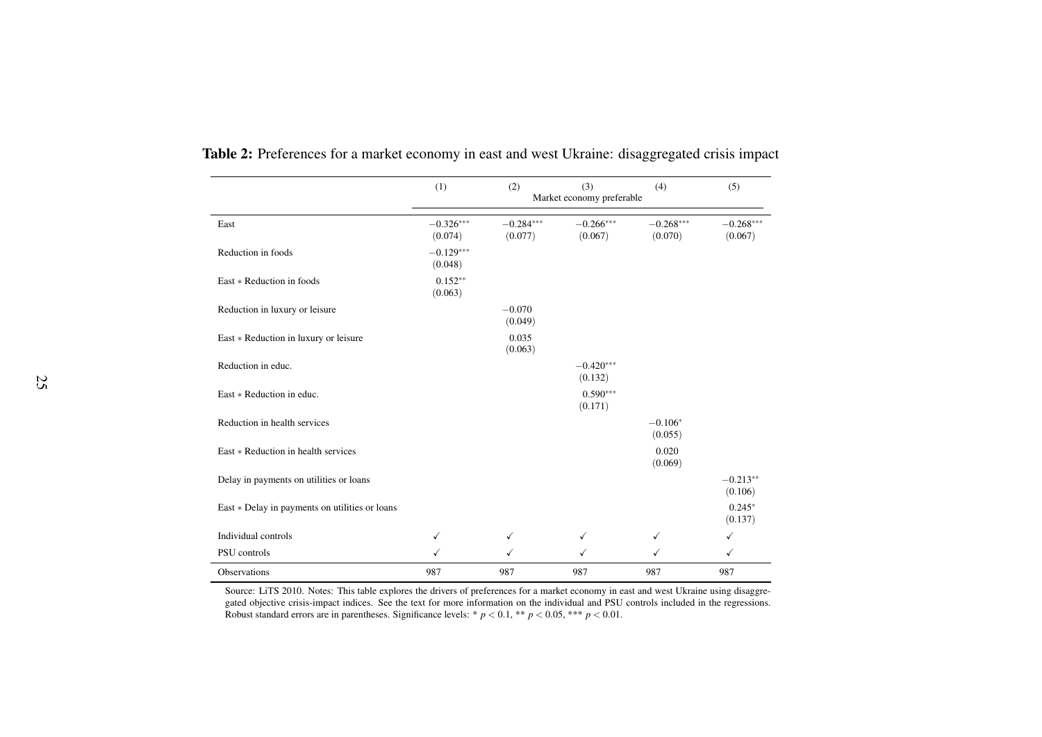**Table 2:** Preferences for a market economy in east and west Ukraine: disaggregated crisis impact

| | (1) | (2) | (3) | (4) | (5) |
|---|---|---|---|---|---|
| | Market economy preferable | | | | |
| East | $-0.326^{***}$ (0.074) | $-0.284^{***}$ (0.077) | $-0.266^{***}$ (0.067) | $-0.268^{***}$ (0.070) | $-0.268^{***}$ (0.067) |
| Reduction in foods | $-0.129^{***}$ (0.048) | | | | |
| East * Reduction in foods | $0.152^{**}$ (0.063) | | | | |
| Reduction in luxury or leisure | | $-0.070$ (0.049) | | | |
| East * Reduction in luxury or leisure | | 0.035 (0.063) | | | |
| Reduction in educ. | | | $-0.420^{***}$ (0.132) | | |
| East * Reduction in educ. | | | $0.590^{***}$ (0.171) | | |
| Reduction in health services | | | | $-0.106^{*}$ (0.055) | |
| East * Reduction in health services | | | | 0.020 (0.069) | |
| Delay in payments on utilities or loans | | | | | $-0.213^{**}$ (0.106) |
| East * Delay in payments on utilities or loans | | | | | $0.245^{*}$ (0.137) |
| Individual controls | ✓ | ✓ | ✓ | ✓ | ✓ |
| PSU controls | ✓ | ✓ | ✓ | ✓ | ✓ |
| Observations | 987 | 987 | 987 | 987 | 987 |

Source: LiTS 2010. Notes: This table explores the drivers of preferences for a market economy in east and west Ukraine using disaggregated objective crisis-impact indices. See the text for more information on the individual and PSU controls included in the regressions. Robust standard errors are in parentheses. Significance levels: * $p < 0.1$, ** $p < 0.05$, *** $p < 0.01$.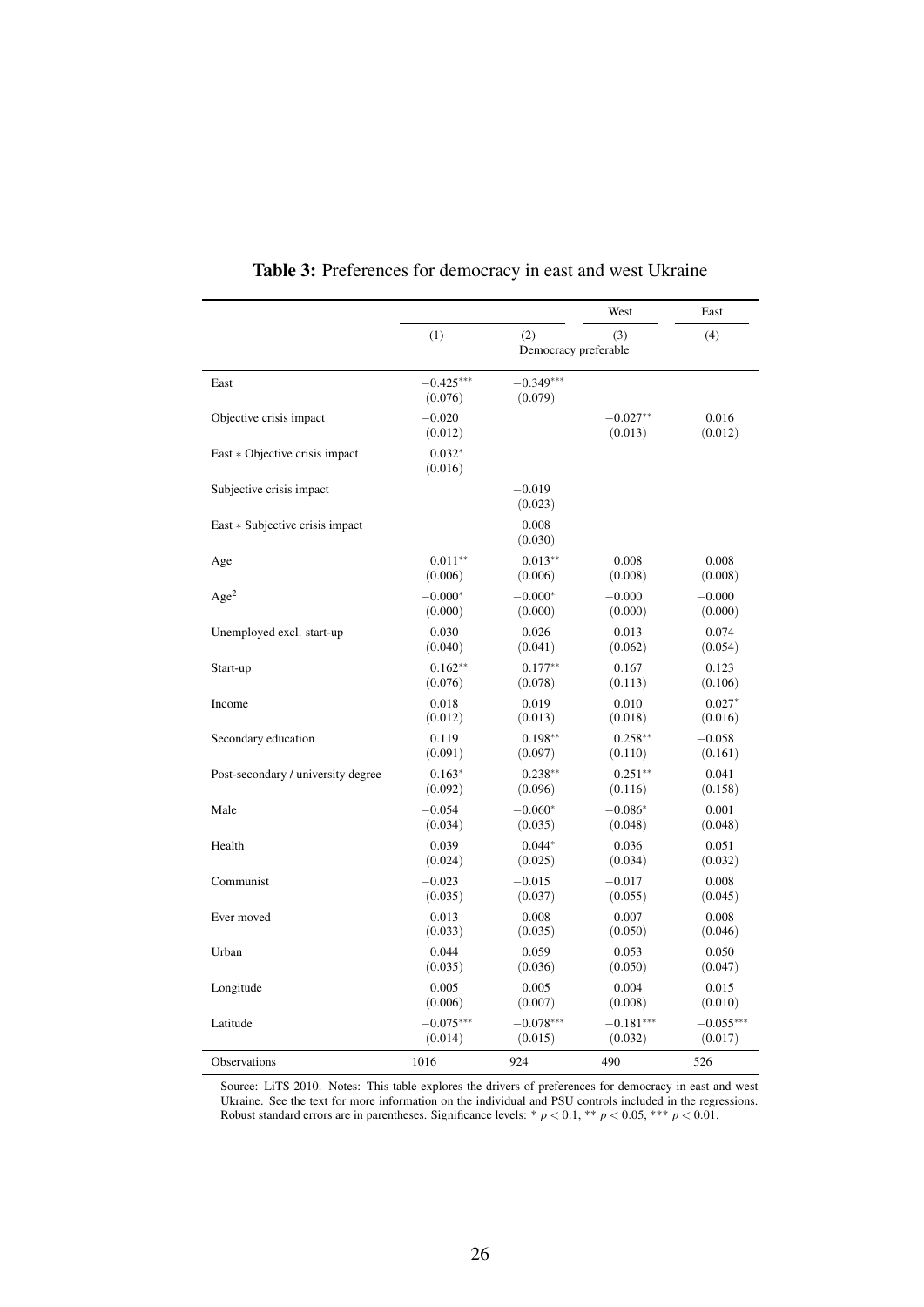**Table 3:** Preferences for democracy in east and west Ukraine

| | (1) | (2) | West (3) | East (4) |
|---|---|---|---|---|
| | Democracy preferable | | | |
| East | $-0.425^{***}$ (0.076) | $-0.349^{***}$ (0.079) | | |
| Objective crisis impact | $-0.020$ (0.012) | | $-0.027^{**}$ (0.013) | 0.016 (0.012) |
| East * Objective crisis impact | $0.032^{*}$ (0.016) | | | |
| Subjective crisis impact | | $-0.019$ (0.023) | | |
| East * Subjective crisis impact | | 0.008 (0.030) | | |
| Age | $0.011^{**}$ (0.006) | $0.013^{**}$ (0.006) | 0.008 (0.008) | 0.008 (0.008) |
| Age$^2$ | $-0.000^{*}$ (0.000) | $-0.000^{*}$ (0.000) | $-0.000$ (0.000) | $-0.000$ (0.000) |
| Unemployed excl. start-up | $-0.030$ (0.040) | $-0.026$ (0.041) | 0.013 (0.062) | $-0.074$ (0.054) |
| Start-up | $0.162^{**}$ (0.076) | $0.177^{**}$ (0.078) | 0.167 (0.113) | 0.123 (0.106) |
| Income | 0.018 (0.012) | 0.019 (0.013) | 0.010 (0.018) | $0.027^{*}$ (0.016) |
| Secondary education | 0.119 (0.091) | $0.198^{**}$ (0.097) | $0.258^{**}$ (0.110) | $-0.058$ (0.161) |
| Post-secondary / university degree | $0.163^{*}$ (0.092) | $0.238^{**}$ (0.096) | $0.251^{**}$ (0.116) | 0.041 (0.158) |
| Male | $-0.054$ (0.034) | $-0.060^{*}$ (0.035) | $-0.086^{*}$ (0.048) | 0.001 (0.048) |
| Health | 0.039 (0.024) | $0.044^{*}$ (0.025) | 0.036 (0.034) | 0.051 (0.032) |
| Communist | $-0.023$ (0.035) | $-0.015$ (0.037) | $-0.017$ (0.055) | 0.008 (0.045) |
| Ever moved | $-0.013$ (0.033) | $-0.008$ (0.035) | $-0.007$ (0.050) | 0.008 (0.046) |
| Urban | 0.044 (0.035) | 0.059 (0.036) | 0.053 (0.050) | 0.050 (0.047) |
| Longitude | 0.005 (0.006) | 0.005 (0.007) | 0.004 (0.008) | 0.015 (0.010) |
| Latitude | $-0.075^{***}$ (0.014) | $-0.078^{***}$ (0.015) | $-0.181^{***}$ (0.032) | $-0.055^{***}$ (0.017) |
| Observations | 1016 | 924 | 490 | 526 |

Source: LiTS 2010. Notes: This table explores the drivers of preferences for democracy in east and west Ukraine. See the text for more information on the individual and PSU controls included in the regressions. Robust standard errors are in parentheses. Significance levels: * $p < 0.1$, ** $p < 0.05$, *** $p < 0.01$.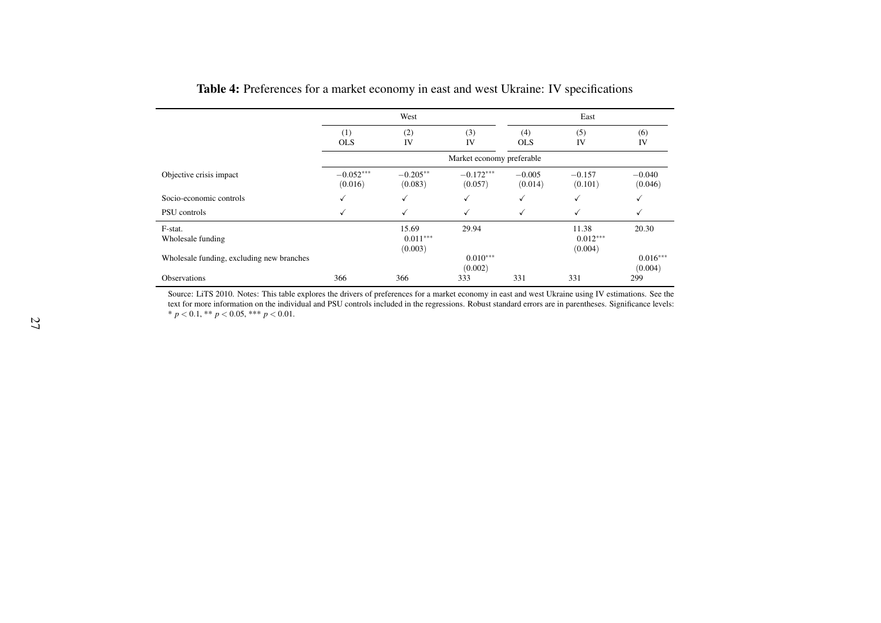**Table 4:** Preferences for a market economy in east and west Ukraine: IV specifications

| | West | | | East | | |
|---|---|---|---|---|---|---|
| | (1) OLS | (2) IV | (3) IV | (4) OLS | (5) IV | (6) IV |
| | Market economy preferable | | | | | |
| Objective crisis impact | $-0.052^{***}$ (0.016) | $-0.205^{**}$ (0.083) | $-0.172^{***}$ (0.057) | $-0.005$ (0.014) | $-0.157$ (0.101) | $-0.040$ (0.046) |
| Socio-economic controls | ✓ | ✓ | ✓ | ✓ | ✓ | ✓ |
| PSU controls | ✓ | ✓ | ✓ | ✓ | ✓ | ✓ |
| F-stat. | | 15.69 | 29.94 | | 11.38 | 20.30 |
| Wholesale funding | | $0.011^{***}$ (0.003) | | | $0.012^{***}$ (0.004) | |
| Wholesale funding, excluding new branches | | | $0.010^{***}$ (0.002) | | | $0.016^{***}$ (0.004) |
| Observations | 366 | 366 | 333 | 331 | 331 | 299 |

Source: LiTS 2010. Notes: This table explores the drivers of preferences for a market economy in east and west Ukraine using IV estimations. See the text for more information on the individual and PSU controls included in the regressions. Robust standard errors are in parentheses. Significance levels: * $p < 0.1$, ** $p < 0.05$, *** $p < 0.01$.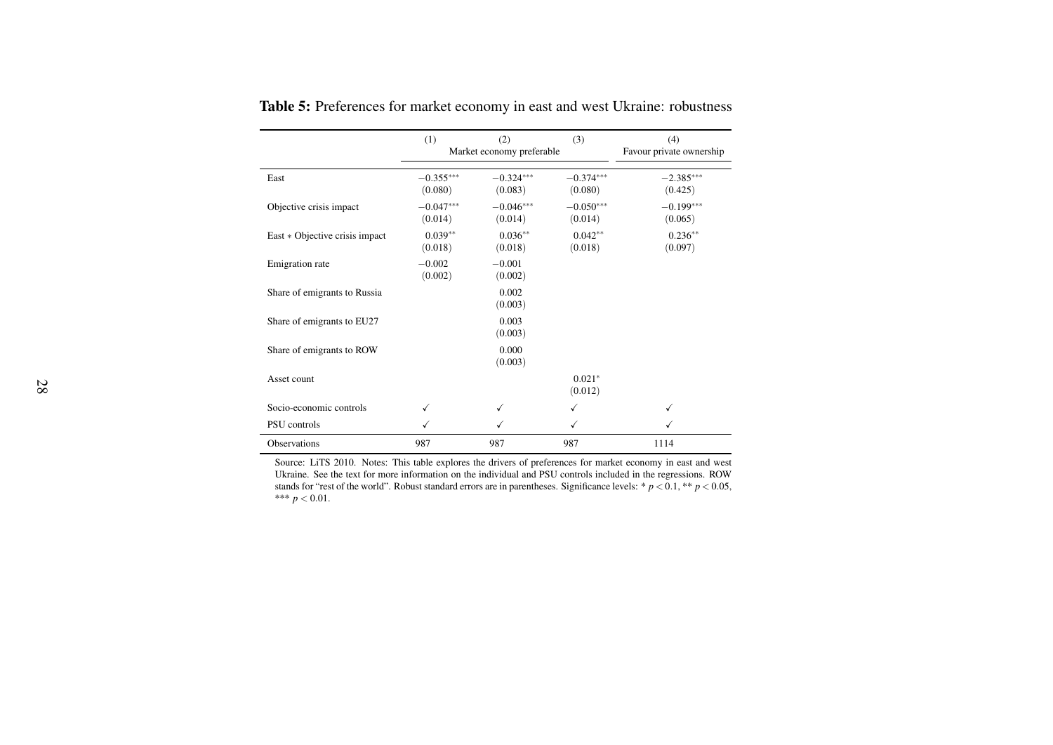**Table 5:** Preferences for market economy in east and west Ukraine: robustness

| | (1) | (2) | (3) | (4) |
|---|---|---|---|---|
| | Market economy preferable | | | Favour private ownership |
| East | $-0.355^{***}$ | $-0.324^{***}$ | $-0.374^{***}$ | $-2.385^{***}$ |
| | (0.080) | (0.083) | (0.080) | (0.425) |
| Objective crisis impact | $-0.047^{***}$ | $-0.046^{***}$ | $-0.050^{***}$ | $-0.199^{***}$ |
| | (0.014) | (0.014) | (0.014) | (0.065) |
| East $*$ Objective crisis impact | $0.039^{**}$ | $0.036^{**}$ | $0.042^{**}$ | $0.236^{**}$ |
| | (0.018) | (0.018) | (0.018) | (0.097) |
| Emigration rate | $-0.002$ | $-0.001$ | | |
| | (0.002) | (0.002) | | |
| Share of emigrants to Russia | | 0.002 | | |
| | | (0.003) | | |
| Share of emigrants to EU27 | | 0.003 | | |
| | | (0.003) | | |
| Share of emigrants to ROW | | 0.000 | | |
| | | (0.003) | | |
| Asset count | | | $0.021^{*}$ | |
| | | | (0.012) | |
| Socio-economic controls | ✓ | ✓ | ✓ | ✓ |
| PSU controls | ✓ | ✓ | ✓ | ✓ |
| Observations | 987 | 987 | 987 | 1114 |

Source: LiTS 2010. Notes: This table explores the drivers of preferences for market economy in east and west Ukraine. See the text for more information on the individual and PSU controls included in the regressions. ROW stands for "rest of the world". Robust standard errors are in parentheses. Significance levels: * $p < 0.1$, ** $p < 0.05$, *** $p < 0.01$.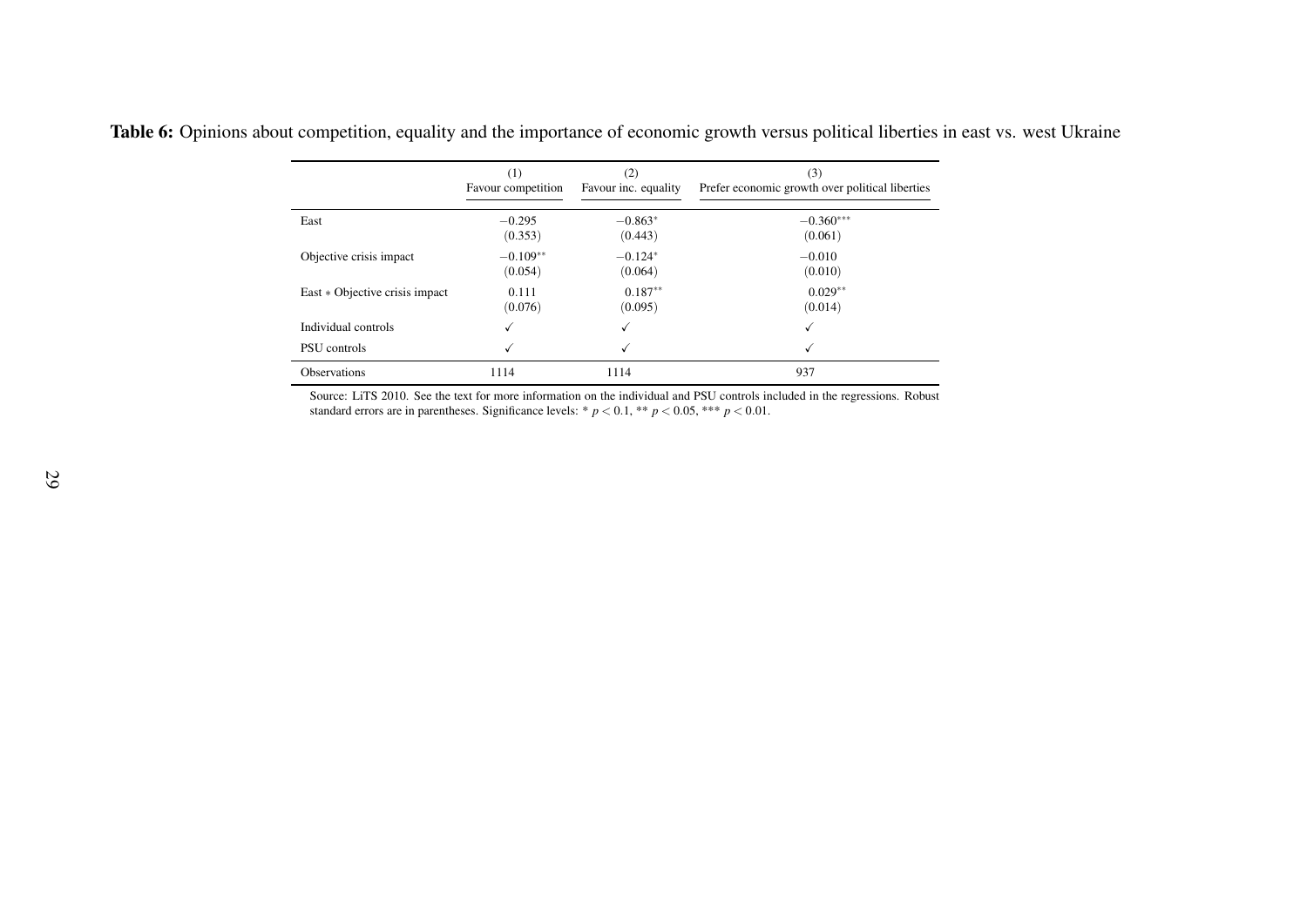**Table 6:** Opinions about competition, equality and the importance of economic growth versus political liberties in east vs. west Ukraine

| | (1) Favour competition | (2) Favour inc. equality | (3) Prefer economic growth over political liberties |
|---|---|---|---|
| East | $-0.295$ | $-0.863^{*}$ | $-0.360^{***}$ |
| | (0.353) | (0.443) | (0.061) |
| Objective crisis impact | $-0.109^{**}$ | $-0.124^{*}$ | $-0.010$ |
| | (0.054) | (0.064) | (0.010) |
| East ∗ Objective crisis impact | 0.111 | $0.187^{**}$ | $0.029^{**}$ |
| | (0.076) | (0.095) | (0.014) |
| Individual controls | ✓ | ✓ | ✓ |
| PSU controls | ✓ | ✓ | ✓ |
| Observations | 1114 | 1114 | 937 |

Source: LiTS 2010. See the text for more information on the individual and PSU controls included in the regressions. Robust standard errors are in parentheses. Significance levels: * $p < 0.1$, ** $p < 0.05$, *** $p < 0.01$.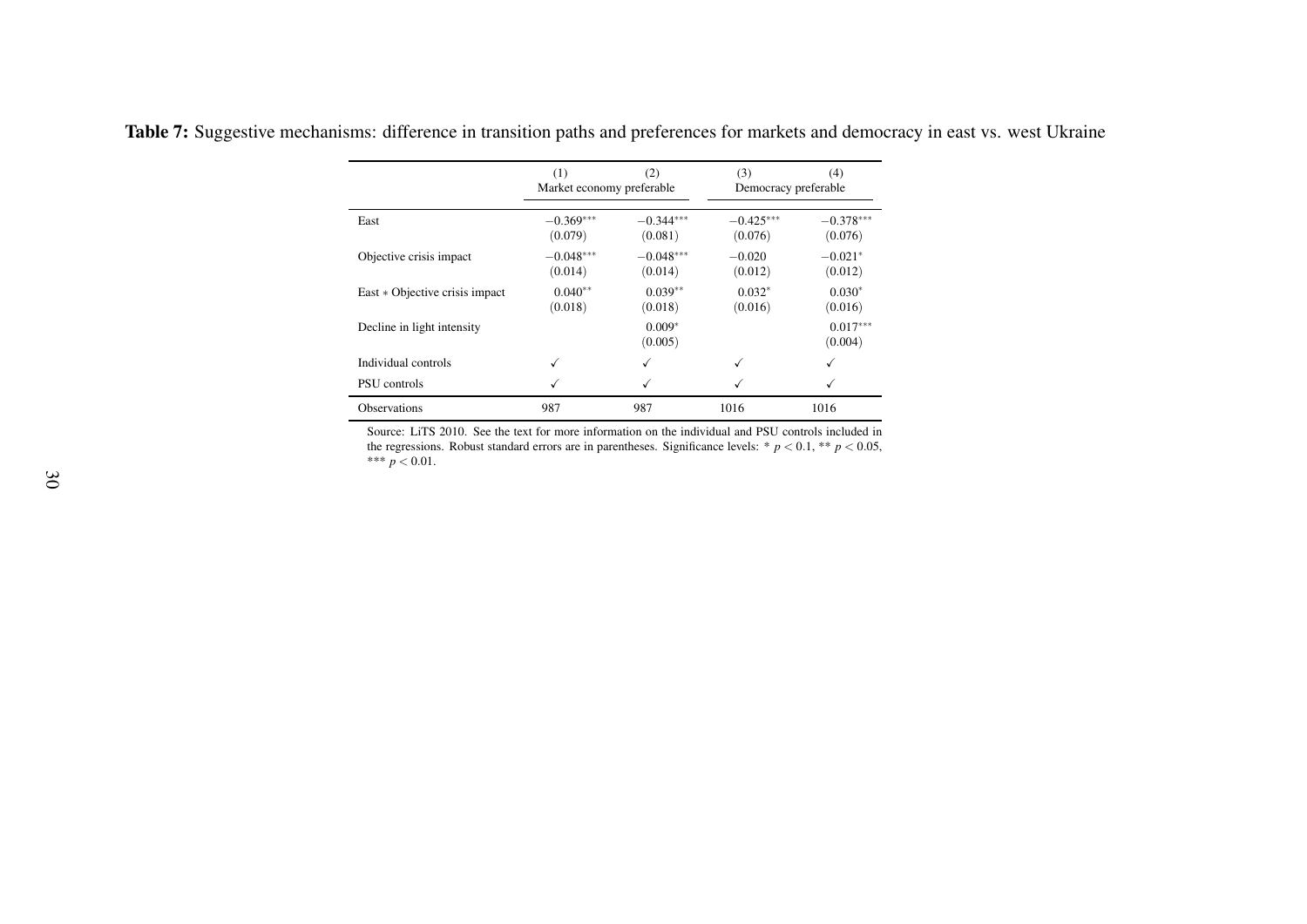**Table 7:** Suggestive mechanisms: difference in transition paths and preferences for markets and democracy in east vs. west Ukraine

| | (1) | (2) | (3) | (4) |
|---|---|---|---|---|
| | Market economy preferable | | Democracy preferable | |
| East | $-0.369^{***}$ | $-0.344^{***}$ | $-0.425^{***}$ | $-0.378^{***}$ |
| | (0.079) | (0.081) | (0.076) | (0.076) |
| Objective crisis impact | $-0.048^{***}$ | $-0.048^{***}$ | $-0.020$ | $-0.021^{*}$ |
| | (0.014) | (0.014) | (0.012) | (0.012) |
| East $*$ Objective crisis impact | $0.040^{**}$ | $0.039^{**}$ | $0.032^{*}$ | $0.030^{*}$ |
| | (0.018) | (0.018) | (0.016) | (0.016) |
| Decline in light intensity | | $0.009^{*}$ | | $0.017^{***}$ |
| | | (0.005) | | (0.004) |
| Individual controls | ✓ | ✓ | ✓ | ✓ |
| PSU controls | ✓ | ✓ | ✓ | ✓ |
| Observations | 987 | 987 | 1016 | 1016 |

Source: LiTS 2010. See the text for more information on the individual and PSU controls included in the regressions. Robust standard errors are in parentheses. Significance levels: * $p < 0.1$, ** $p < 0.05$, *** $p < 0.01$.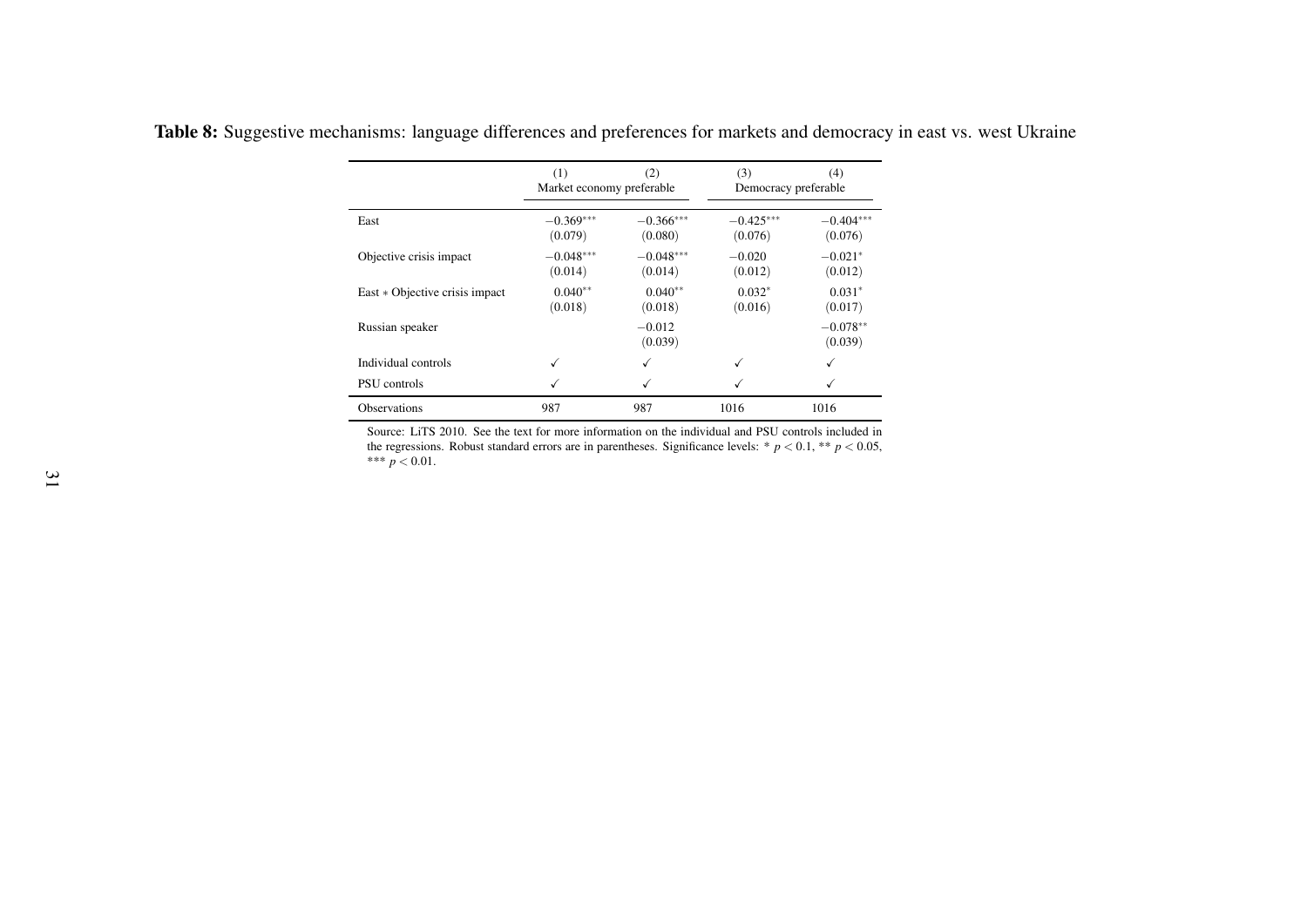**Table 8:** Suggestive mechanisms: language differences and preferences for markets and democracy in east vs. west Ukraine

| | (1) | (2) | (3) | (4) |
|---|---|---|---|---|
| | Market economy preferable | | Democracy preferable | |
| East | $-0.369^{***}$ | $-0.366^{***}$ | $-0.425^{***}$ | $-0.404^{***}$ |
| | (0.079) | (0.080) | (0.076) | (0.076) |
| Objective crisis impact | $-0.048^{***}$ | $-0.048^{***}$ | $-0.020$ | $-0.021^{*}$ |
| | (0.014) | (0.014) | (0.012) | (0.012) |
| East ∗ Objective crisis impact | $0.040^{**}$ | $0.040^{**}$ | $0.032^{*}$ | $0.031^{*}$ |
| | (0.018) | (0.018) | (0.016) | (0.017) |
| Russian speaker | | $-0.012$ | | $-0.078^{**}$ |
| | | (0.039) | | (0.039) |
| Individual controls | ✓ | ✓ | ✓ | ✓ |
| PSU controls | ✓ | ✓ | ✓ | ✓ |
| Observations | 987 | 987 | 1016 | 1016 |

Source: LiTS 2010. See the text for more information on the individual and PSU controls included in the regressions. Robust standard errors are in parentheses. Significance levels: * $p < 0.1$, ** $p < 0.05$, *** $p < 0.01$.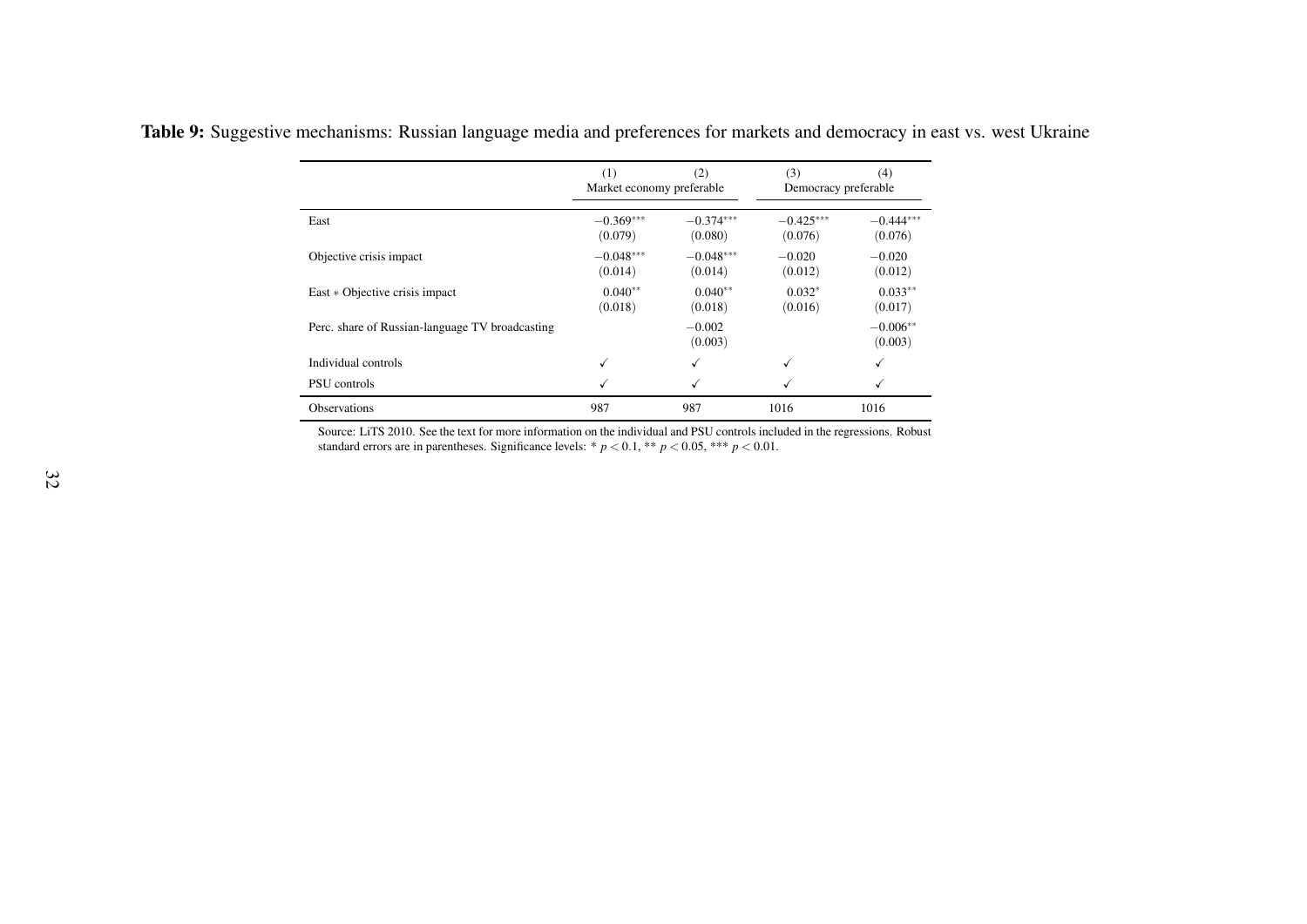**Table 9:** Suggestive mechanisms: Russian language media and preferences for markets and democracy in east vs. west Ukraine

| | (1) | (2) | (3) | (4) |
|---|---|---|---|---|
| | Market economy preferable | | Democracy preferable | |
| East | $-0.369^{***}$ | $-0.374^{***}$ | $-0.425^{***}$ | $-0.444^{***}$ |
| | (0.079) | (0.080) | (0.076) | (0.076) |
| Objective crisis impact | $-0.048^{***}$ | $-0.048^{***}$ | $-0.020$ | $-0.020$ |
| | (0.014) | (0.014) | (0.012) | (0.012) |
| East $*$ Objective crisis impact | $0.040^{**}$ | $0.040^{**}$ | $0.032^{*}$ | $0.033^{**}$ |
| | (0.018) | (0.018) | (0.016) | (0.017) |
| Perc. share of Russian-language TV broadcasting | | $-0.002$ | | $-0.006^{**}$ |
| | | (0.003) | | (0.003) |
| Individual controls | ✓ | ✓ | ✓ | ✓ |
| PSU controls | ✓ | ✓ | ✓ | ✓ |
| Observations | 987 | 987 | 1016 | 1016 |

Source: LiTS 2010. See the text for more information on the individual and PSU controls included in the regressions. Robust standard errors are in parentheses. Significance levels: * $p < 0.1$, ** $p < 0.05$, *** $p < 0.01$.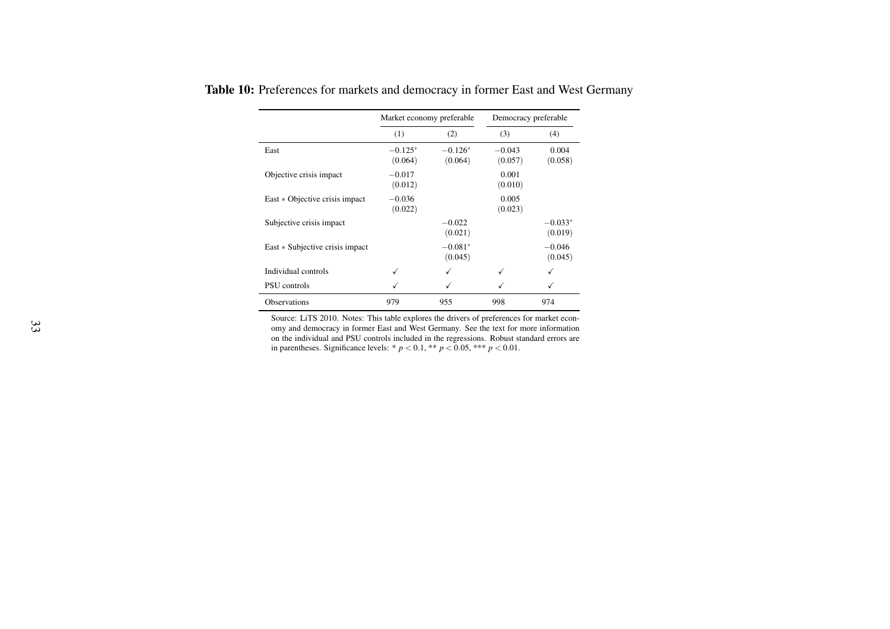**Table 10:** Preferences for markets and democracy in former East and West Germany

| | Market economy preferable | | Democracy preferable | |
|---|---|---|---|---|
| | (1) | (2) | (3) | (4) |
| East | $-0.125^{*}$ | $-0.126^{*}$ | $-0.043$ | 0.004 |
| | (0.064) | (0.064) | (0.057) | (0.058) |
| Objective crisis impact | $-0.017$ | | 0.001 | |
| | (0.012) | | (0.010) | |
| East $*$ Objective crisis impact | $-0.036$ | | 0.005 | |
| | (0.022) | | (0.023) | |
| Subjective crisis impact | | $-0.022$ | | $-0.033^{*}$ |
| | | (0.021) | | (0.019) |
| East $*$ Subjective crisis impact | | $-0.081^{*}$ | | $-0.046$ |
| | | (0.045) | | (0.045) |
| Individual controls | ✓ | ✓ | ✓ | ✓ |
| PSU controls | ✓ | ✓ | ✓ | ✓ |
| Observations | 979 | 955 | 998 | 974 |

Source: LiTS 2010. Notes: This table explores the drivers of preferences for market economy and democracy in former East and West Germany. See the text for more information on the individual and PSU controls included in the regressions. Robust standard errors are in parentheses. Significance levels: * $p < 0.1$, ** $p < 0.05$, *** $p < 0.01$.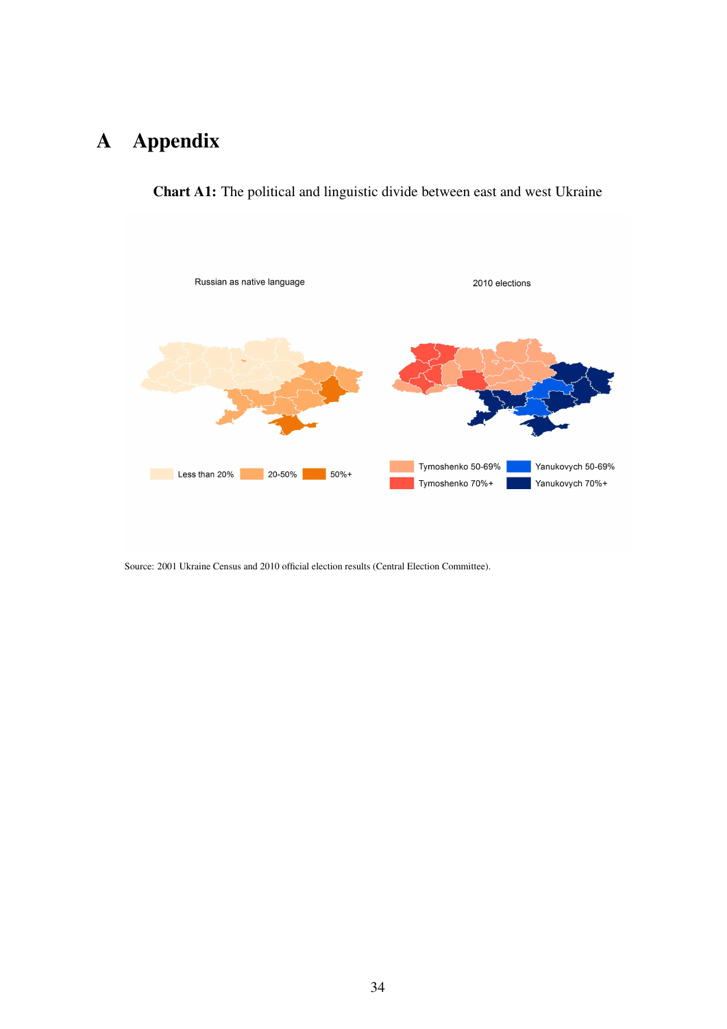# A Appendix

**Chart A1:** The political and linguistic divide between east and west Ukraine

Source: 2001 Ukraine Census and 2010 official election results (Central Election Committee).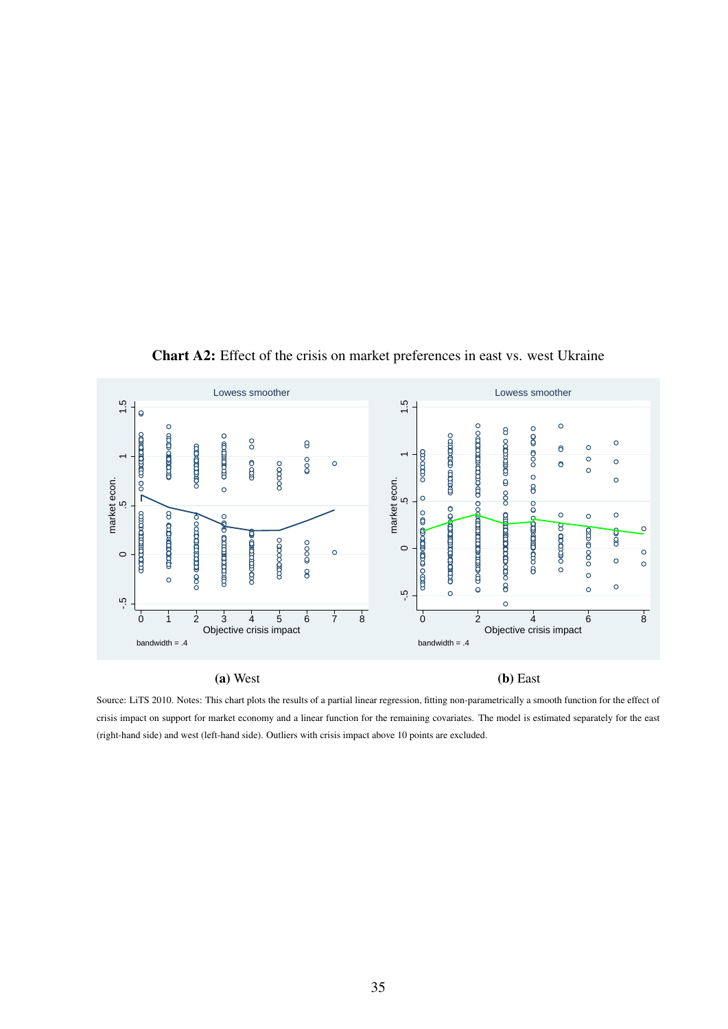**Chart A2:** Effect of the crisis on market preferences in east vs. west Ukraine

**(a)** West

**(b)** East

Source: LiTS 2010. Notes: This chart plots the results of a partial linear regression, fitting non-parametrically a smooth function for the effect of crisis impact on support for market economy and a linear function for the remaining covariates. The model is estimated separately for the east (right-hand side) and west (left-hand side). Outliers with crisis impact above 10 points are excluded.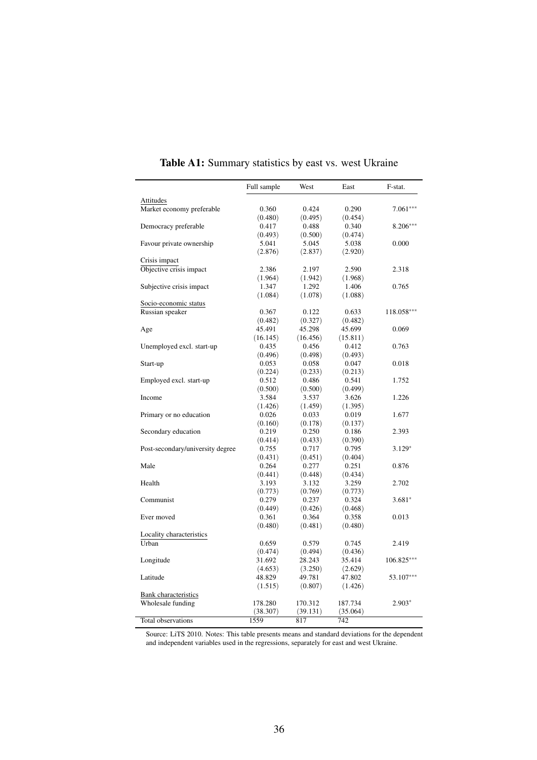**Table A1:** Summary statistics by east vs. west Ukraine

| | Full sample | West | East | F-stat. |
|---|---|---|---|---|
| Attitudes | | | | |
| Market economy preferable | 0.360 | 0.424 | 0.290 | 7.061*** |
| | (0.480) | (0.495) | (0.454) | |
| Democracy preferable | 0.417 | 0.488 | 0.340 | 8.206*** |
| | (0.493) | (0.500) | (0.474) | |
| Favour private ownership | 5.041 | 5.045 | 5.038 | 0.000 |
| | (2.876) | (2.837) | (2.920) | |
| Crisis impact | | | | |
| Objective crisis impact | 2.386 | 2.197 | 2.590 | 2.318 |
| | (1.964) | (1.942) | (1.968) | |
| Subjective crisis impact | 1.347 | 1.292 | 1.406 | 0.765 |
| | (1.084) | (1.078) | (1.088) | |
| Socio-economic status | | | | |
| Russian speaker | 0.367 | 0.122 | 0.633 | 118.058*** |
| | (0.482) | (0.327) | (0.482) | |
| Age | 45.491 | 45.298 | 45.699 | 0.069 |
| | (16.145) | (16.456) | (15.811) | |
| Unemployed excl. start-up | 0.435 | 0.456 | 0.412 | 0.763 |
| | (0.496) | (0.498) | (0.493) | |
| Start-up | 0.053 | 0.058 | 0.047 | 0.018 |
| | (0.224) | (0.233) | (0.213) | |
| Employed excl. start-up | 0.512 | 0.486 | 0.541 | 1.752 |
| | (0.500) | (0.500) | (0.499) | |
| Income | 3.584 | 3.537 | 3.626 | 1.226 |
| | (1.426) | (1.459) | (1.395) | |
| Primary or no education | 0.026 | 0.033 | 0.019 | 1.677 |
| | (0.160) | (0.178) | (0.137) | |
| Secondary education | 0.219 | 0.250 | 0.186 | 2.393 |
| | (0.414) | (0.433) | (0.390) | |
| Post-secondary/university degree | 0.755 | 0.717 | 0.795 | 3.129* |
| | (0.431) | (0.451) | (0.404) | |
| Male | 0.264 | 0.277 | 0.251 | 0.876 |
| | (0.441) | (0.448) | (0.434) | |
| Health | 3.193 | 3.132 | 3.259 | 2.702 |
| | (0.773) | (0.769) | (0.773) | |
| Communist | 0.279 | 0.237 | 0.324 | 3.681* |
| | (0.449) | (0.426) | (0.468) | |
| Ever moved | 0.361 | 0.364 | 0.358 | 0.013 |
| | (0.480) | (0.481) | (0.480) | |
| Locality characteristics | | | | |
| Urban | 0.659 | 0.579 | 0.745 | 2.419 |
| | (0.474) | (0.494) | (0.436) | |
| Longitude | 31.692 | 28.243 | 35.414 | 106.825*** |
| | (4.653) | (3.250) | (2.629) | |
| Latitude | 48.829 | 49.781 | 47.802 | 53.107*** |
| | (1.515) | (0.807) | (1.426) | |
| Bank characteristics | | | | |
| Wholesale funding | 178.280 | 170.312 | 187.734 | 2.903* |
| | (38.307) | (39.131) | (35.064) | |
| Total observations | 1559 | 817 | 742 | |

Source: LiTS 2010. Notes: This table presents means and standard deviations for the dependent and independent variables used in the regressions, separately for east and west Ukraine.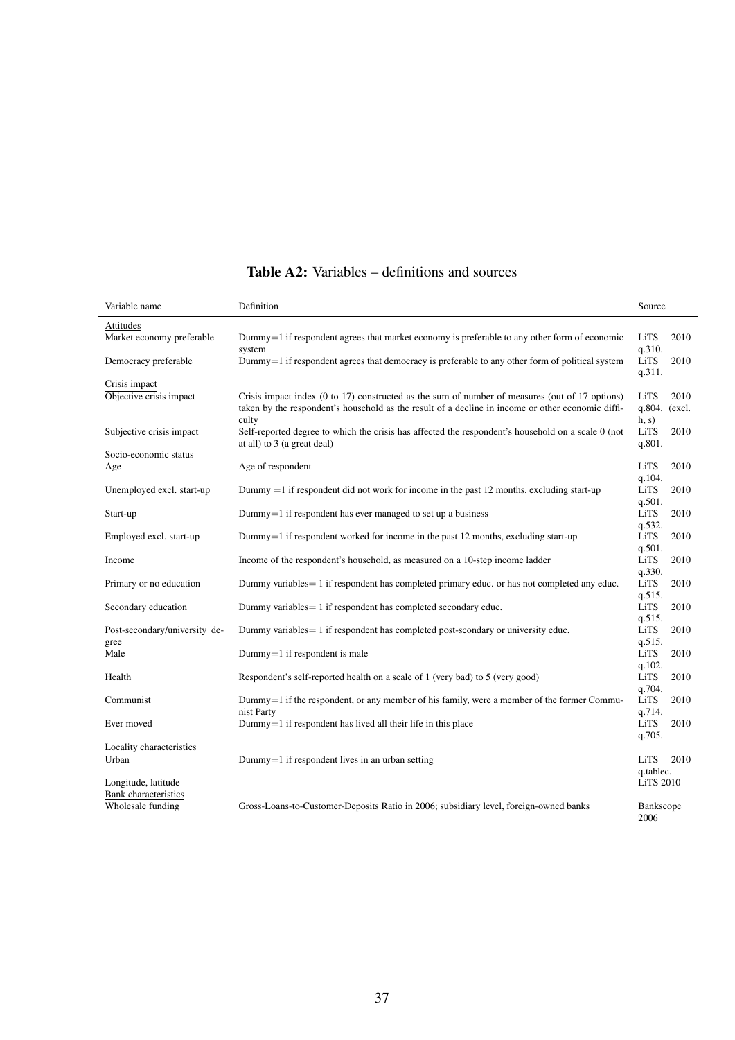**Table A2:** Variables – definitions and sources

| Variable name | Definition | Source |
|---|---|---|
| Attitudes | | |
| Market economy preferable | Dummy=1 if respondent agrees that market economy is preferable to any other form of economic system | LiTS 2010 q.310. |
| Democracy preferable | Dummy=1 if respondent agrees that democracy is preferable to any other form of political system | LiTS 2010 q.311. |
| Crisis impact | | |
| Objective crisis impact | Crisis impact index (0 to 17) constructed as the sum of number of measures (out of 17 options) taken by the respondent's household as the result of a decline in income or other economic difficulty | LiTS 2010 q.804. (excl. h, s) |
| Subjective crisis impact | Self-reported degree to which the crisis has affected the respondent's household on a scale 0 (not at all) to 3 (a great deal) | LiTS 2010 q.801. |
| Socio-economic status | | |
| Age | Age of respondent | LiTS 2010 q.104. |
| Unemployed excl. start-up | Dummy =1 if respondent did not work for income in the past 12 months, excluding start-up | LiTS 2010 q.501. |
| Start-up | Dummy=1 if respondent has ever managed to set up a business | LiTS 2010 q.532. |
| Employed excl. start-up | Dummy=1 if respondent worked for income in the past 12 months, excluding start-up | LiTS 2010 q.501. |
| Income | Income of the respondent's household, as measured on a 10-step income ladder | LiTS 2010 q.330. |
| Primary or no education | Dummy variables= 1 if respondent has completed primary educ. or has not completed any educ. | LiTS 2010 q.515. |
| Secondary education | Dummy variables= 1 if respondent has completed secondary educ. | LiTS 2010 q.515. |
| Post-secondary/university degree | Dummy variables= 1 if respondent has completed post-scondary or university educ. | LiTS 2010 q.515. |
| Male | Dummy=1 if respondent is male | LiTS 2010 q.102. |
| Health | Respondent's self-reported health on a scale of 1 (very bad) to 5 (very good) | LiTS 2010 q.704. |
| Communist | Dummy=1 if the respondent, or any member of his family, were a member of the former Communist Party | LiTS 2010 q.714. |
| Ever moved | Dummy=1 if respondent has lived all their life in this place | LiTS 2010 q.705. |
| Locality characteristics | | |
| Urban | Dummy=1 if respondent lives in an urban setting | LiTS 2010 q.tablec. |
| Longitude, latitude | | LiTS 2010 |
| Bank characteristics | | |
| Wholesale funding | Gross-Loans-to-Customer-Deposits Ratio in 2006; subsidiary level, foreign-owned banks | Bankscope 2006 |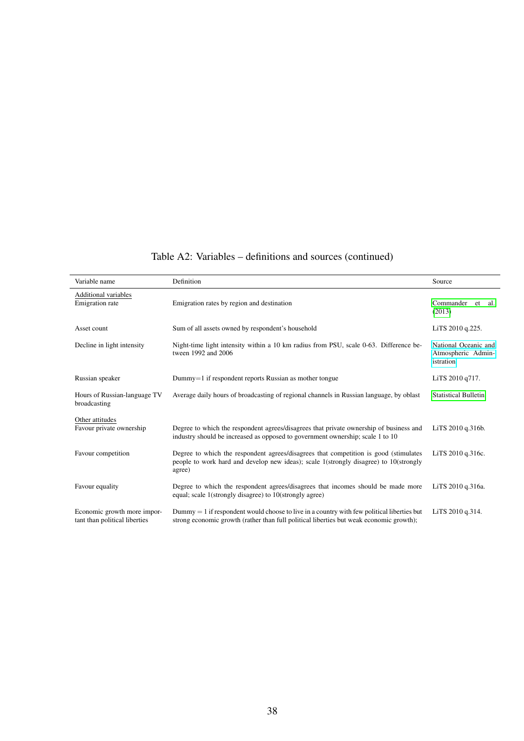Table A2: Variables – definitions and sources (continued)

| Variable name | Definition | Source |
|---|---|---|
| Additional variables | | |
| Emigration rate | Emigration rates by region and destination | Commander et al. (2013) |
| Asset count | Sum of all assets owned by respondent's household | LiTS 2010 q.225. |
| Decline in light intensity | Night-time light intensity within a 10 km radius from PSU, scale 0-63. Difference between 1992 and 2006 | National Oceanic and Atmospheric Administration |
| Russian speaker | Dummy=1 if respondent reports Russian as mother tongue | LiTS 2010 q717. |
| Hours of Russian-language TV broadcasting | Average daily hours of broadcasting of regional channels in Russian language, by oblast | Statistical Bulletin |
| Other attitudes | | |
| Favour private ownership | Degree to which the respondent agrees/disagrees that private ownership of business and industry should be increased as opposed to government ownership; scale 1 to 10 | LiTS 2010 q.316b. |
| Favour competition | Degree to which the respondent agrees/disagrees that competition is good (stimulates people to work hard and develop new ideas); scale 1(strongly disagree) to 10(strongly agree) | LiTS 2010 q.316c. |
| Favour equality | Degree to which the respondent agrees/disagrees that incomes should be made more equal; scale 1(strongly disagree) to 10(strongly agree) | LiTS 2010 q.316a. |
| Economic growth more important than political liberties | Dummy = 1 if respondent would choose to live in a country with few political liberties but strong economic growth (rather than full political liberties but weak economic growth); | LiTS 2010 q.314. |